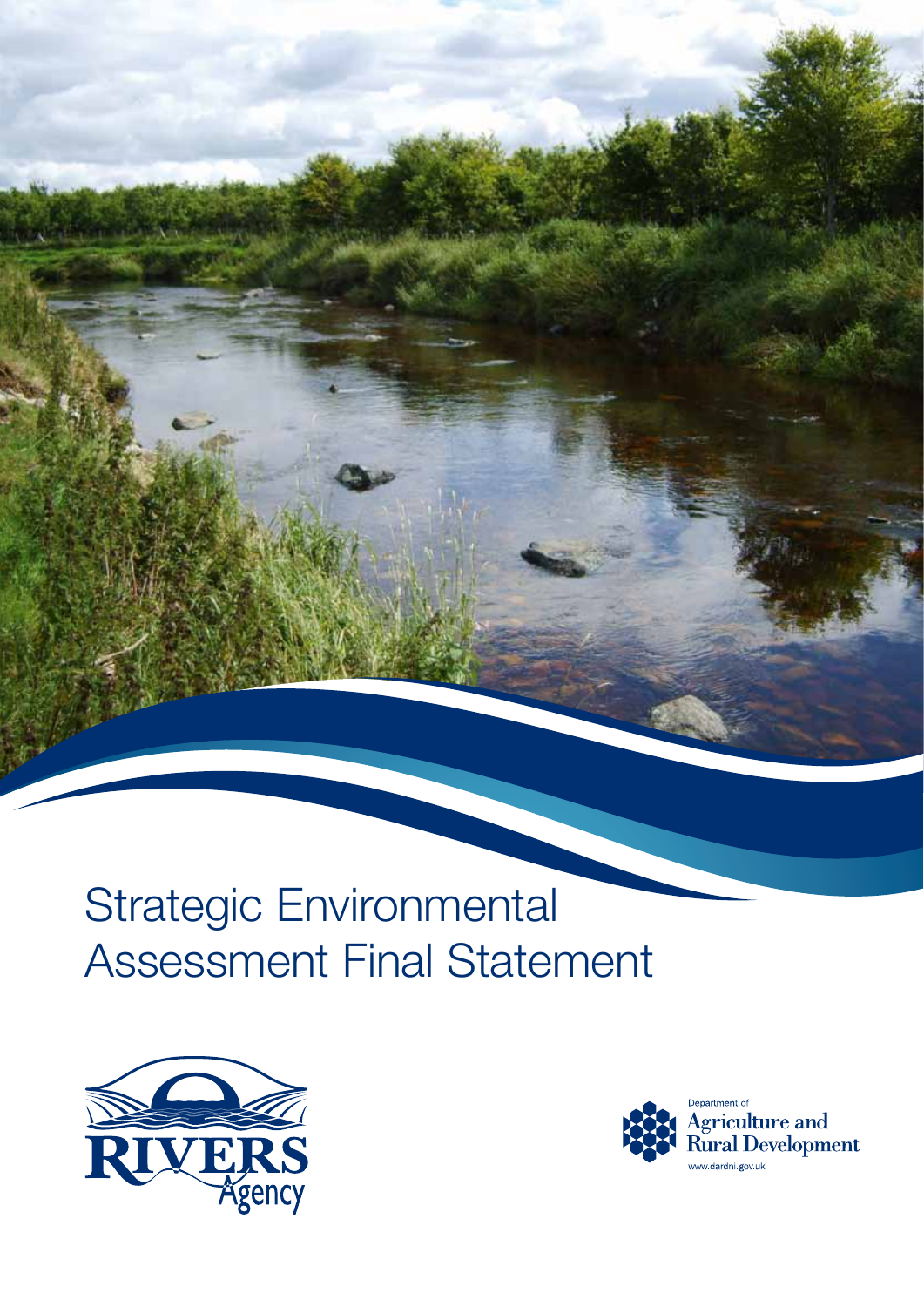# Strategic Environmental Assessment Final Statement

RIVERS Agency

Department of Agriculture and Rural Development

www.dardni.gov.uk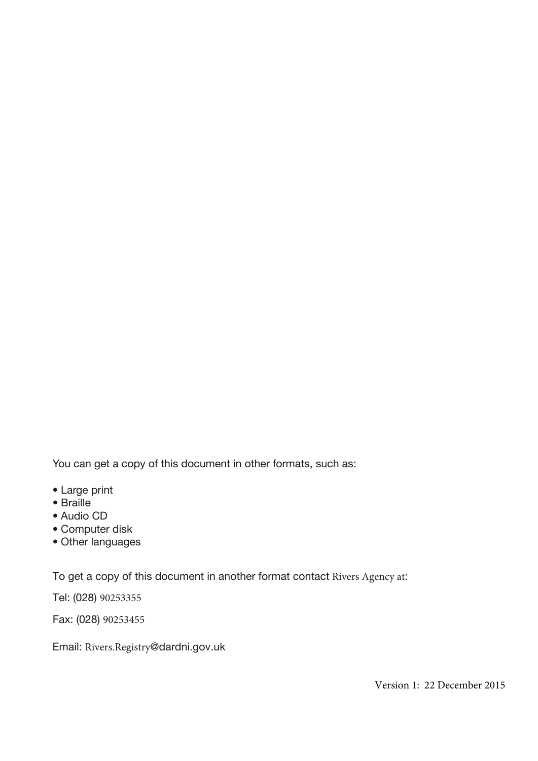You can get a copy of this document in other formats, such as:

- Large print
- Braille
- Audio CD
- Computer disk
- Other languages

To get a copy of this document in another format contact Rivers Agency at:

Tel: (028) 90253355

Fax: (028) 90253455

Email: Rivers.Registry@dardni.gov.uk

Version 1: 22 December 2015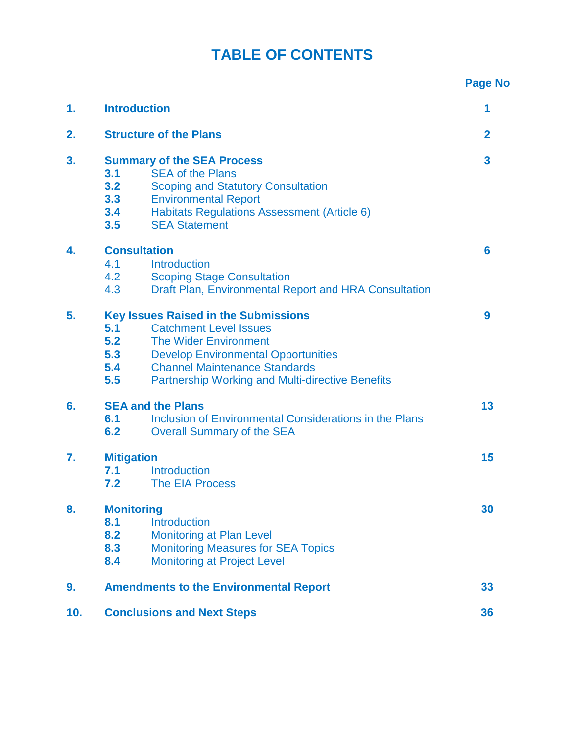# TABLE OF CONTENTS

| | | Page No |
|---|---|---|
| **1.** | **Introduction** | **1** |
| **2.** | **Structure of the Plans** | **2** |
| **3.** | **Summary of the SEA Process** | **3** |
| **3.1** | SEA of the Plans | |
| **3.2** | Scoping and Statutory Consultation | |
| **3.3** | Environmental Report | |
| **3.4** | Habitats Regulations Assessment (Article 6) | |
| **3.5** | SEA Statement | |
| **4.** | **Consultation** | **6** |
| 4.1 | Introduction | |
| 4.2 | Scoping Stage Consultation | |
| 4.3 | Draft Plan, Environmental Report and HRA Consultation | |
| **5.** | **Key Issues Raised in the Submissions** | **9** |
| **5.1** | Catchment Level Issues | |
| **5.2** | The Wider Environment | |
| **5.3** | Develop Environmental Opportunities | |
| **5.4** | Channel Maintenance Standards | |
| **5.5** | Partnership Working and Multi-directive Benefits | |
| **6.** | **SEA and the Plans** | **13** |
| **6.1** | Inclusion of Environmental Considerations in the Plans | |
| **6.2** | Overall Summary of the SEA | |
| **7.** | **Mitigation** | **15** |
| **7.1** | Introduction | |
| **7.2** | The EIA Process | |
| **8.** | **Monitoring** | **30** |
| **8.1** | Introduction | |
| **8.2** | Monitoring at Plan Level | |
| **8.3** | Monitoring Measures for SEA Topics | |
| **8.4** | Monitoring at Project Level | |
| **9.** | **Amendments to the Environmental Report** | **33** |
| **10.** | **Conclusions and Next Steps** | **36** |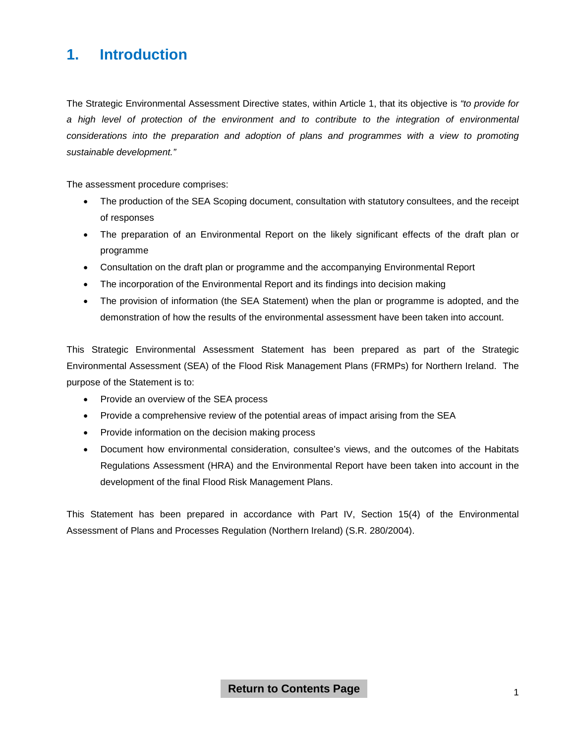# 1. Introduction

The Strategic Environmental Assessment Directive states, within Article 1, that its objective is *"to provide for a high level of protection of the environment and to contribute to the integration of environmental considerations into the preparation and adoption of plans and programmes with a view to promoting sustainable development."*

The assessment procedure comprises:

- The production of the SEA Scoping document, consultation with statutory consultees, and the receipt of responses
- The preparation of an Environmental Report on the likely significant effects of the draft plan or programme
- Consultation on the draft plan or programme and the accompanying Environmental Report
- The incorporation of the Environmental Report and its findings into decision making
- The provision of information (the SEA Statement) when the plan or programme is adopted, and the demonstration of how the results of the environmental assessment have been taken into account.

This Strategic Environmental Assessment Statement has been prepared as part of the Strategic Environmental Assessment (SEA) of the Flood Risk Management Plans (FRMPs) for Northern Ireland. The purpose of the Statement is to:

- Provide an overview of the SEA process
- Provide a comprehensive review of the potential areas of impact arising from the SEA
- Provide information on the decision making process
- Document how environmental consideration, consultee's views, and the outcomes of the Habitats Regulations Assessment (HRA) and the Environmental Report have been taken into account in the development of the final Flood Risk Management Plans.

This Statement has been prepared in accordance with Part IV, Section 15(4) of the Environmental Assessment of Plans and Processes Regulation (Northern Ireland) (S.R. 280/2004).

**Return to Contents Page**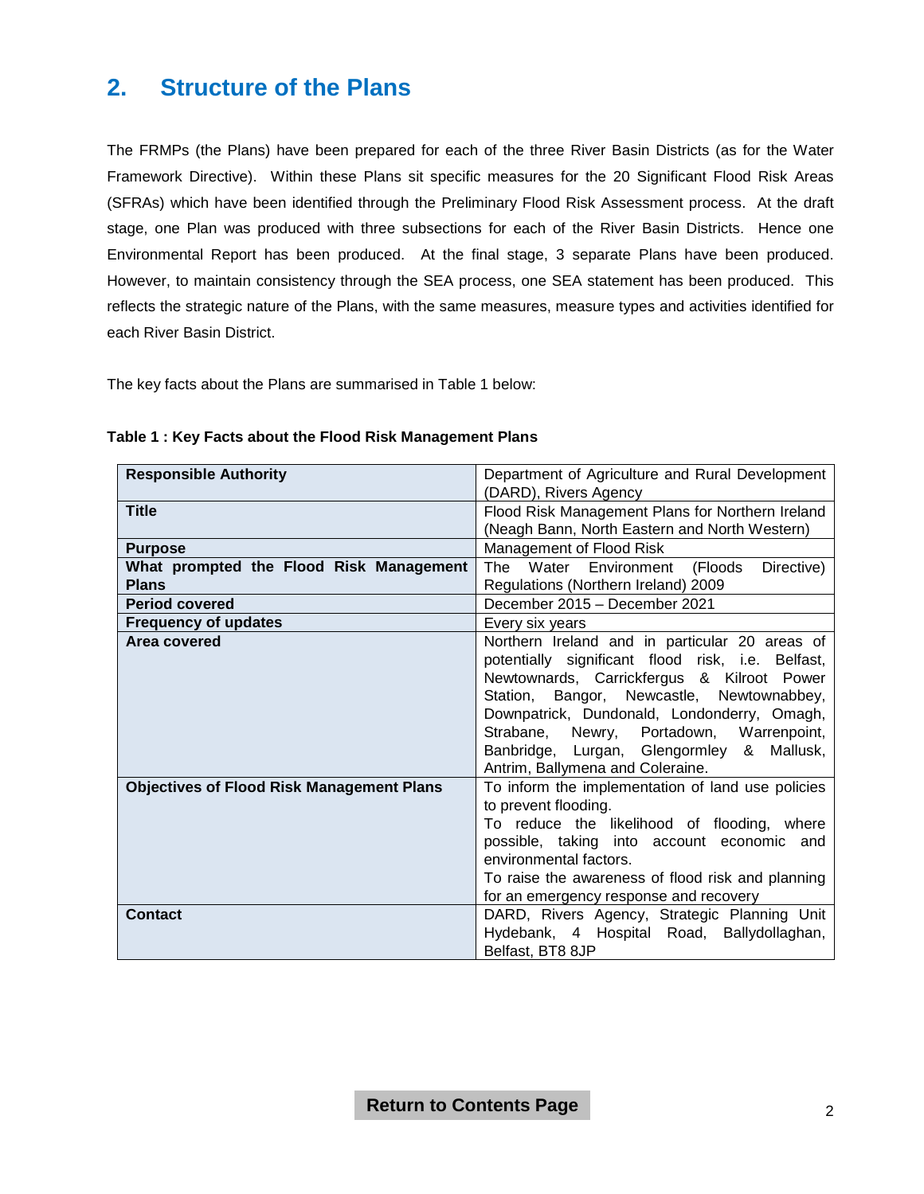## 2. Structure of the Plans

The FRMPs (the Plans) have been prepared for each of the three River Basin Districts (as for the Water Framework Directive). Within these Plans sit specific measures for the 20 Significant Flood Risk Areas (SFRAs) which have been identified through the Preliminary Flood Risk Assessment process. At the draft stage, one Plan was produced with three subsections for each of the River Basin Districts. Hence one Environmental Report has been produced. At the final stage, 3 separate Plans have been produced. However, to maintain consistency through the SEA process, one SEA statement has been produced. This reflects the strategic nature of the Plans, with the same measures, measure types and activities identified for each River Basin District.

The key facts about the Plans are summarised in Table 1 below:

**Table 1 : Key Facts about the Flood Risk Management Plans**

| | |
|---|---|
| **Responsible Authority** | Department of Agriculture and Rural Development (DARD), Rivers Agency |
| **Title** | Flood Risk Management Plans for Northern Ireland (Neagh Bann, North Eastern and North Western) |
| **Purpose** | Management of Flood Risk |
| **What prompted the Flood Risk Management Plans** | The Water Environment (Floods Directive) Regulations (Northern Ireland) 2009 |
| **Period covered** | December 2015 – December 2021 |
| **Frequency of updates** | Every six years |
| **Area covered** | Northern Ireland and in particular 20 areas of potentially significant flood risk, i.e. Belfast, Newtownards, Carrickfergus & Kilroot Power Station, Bangor, Newcastle, Newtownabbey, Downpatrick, Dundonald, Londonderry, Omagh, Strabane, Newry, Portadown, Warrenpoint, Banbridge, Lurgan, Glengormley & Mallusk, Antrim, Ballymena and Coleraine. |
| **Objectives of Flood Risk Management Plans** | To inform the implementation of land use policies to prevent flooding.<br>To reduce the likelihood of flooding, where possible, taking into account economic and environmental factors.<br>To raise the awareness of flood risk and planning for an emergency response and recovery |
| **Contact** | DARD, Rivers Agency, Strategic Planning Unit Hydebank, 4 Hospital Road, Ballydollaghan, Belfast, BT8 8JP |

Return to Contents Page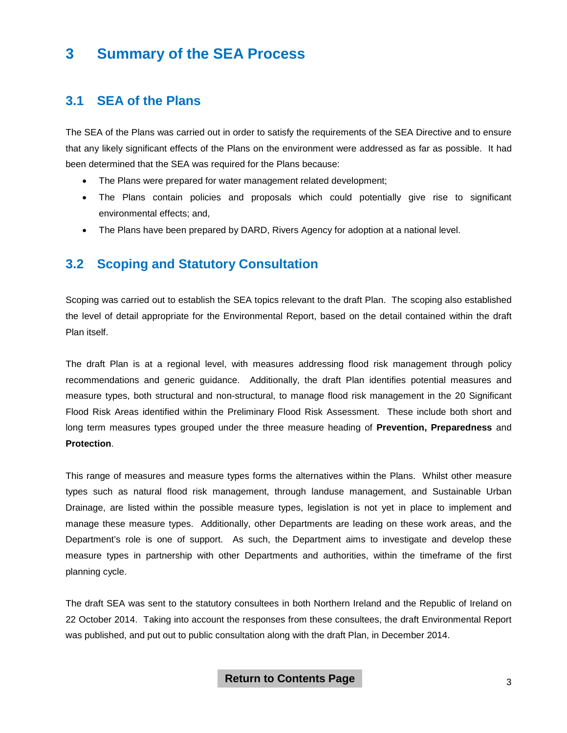# 3 Summary of the SEA Process

## 3.1 SEA of the Plans

The SEA of the Plans was carried out in order to satisfy the requirements of the SEA Directive and to ensure that any likely significant effects of the Plans on the environment were addressed as far as possible. It had been determined that the SEA was required for the Plans because:

- The Plans were prepared for water management related development;
- The Plans contain policies and proposals which could potentially give rise to significant environmental effects; and,
- The Plans have been prepared by DARD, Rivers Agency for adoption at a national level.

## 3.2 Scoping and Statutory Consultation

Scoping was carried out to establish the SEA topics relevant to the draft Plan. The scoping also established the level of detail appropriate for the Environmental Report, based on the detail contained within the draft Plan itself.

The draft Plan is at a regional level, with measures addressing flood risk management through policy recommendations and generic guidance. Additionally, the draft Plan identifies potential measures and measure types, both structural and non-structural, to manage flood risk management in the 20 Significant Flood Risk Areas identified within the Preliminary Flood Risk Assessment. These include both short and long term measures types grouped under the three measure heading of **Prevention, Preparedness** and **Protection**.

This range of measures and measure types forms the alternatives within the Plans. Whilst other measure types such as natural flood risk management, through landuse management, and Sustainable Urban Drainage, are listed within the possible measure types, legislation is not yet in place to implement and manage these measure types. Additionally, other Departments are leading on these work areas, and the Department's role is one of support. As such, the Department aims to investigate and develop these measure types in partnership with other Departments and authorities, within the timeframe of the first planning cycle.

The draft SEA was sent to the statutory consultees in both Northern Ireland and the Republic of Ireland on 22 October 2014. Taking into account the responses from these consultees, the draft Environmental Report was published, and put out to public consultation along with the draft Plan, in December 2014.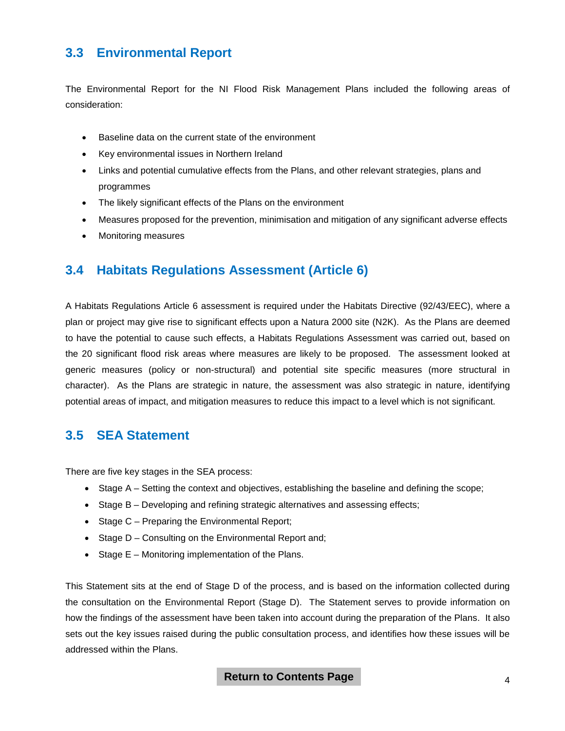## 3.3 Environmental Report

The Environmental Report for the NI Flood Risk Management Plans included the following areas of consideration:

- Baseline data on the current state of the environment
- Key environmental issues in Northern Ireland
- Links and potential cumulative effects from the Plans, and other relevant strategies, plans and programmes
- The likely significant effects of the Plans on the environment
- Measures proposed for the prevention, minimisation and mitigation of any significant adverse effects
- Monitoring measures

## 3.4 Habitats Regulations Assessment (Article 6)

A Habitats Regulations Article 6 assessment is required under the Habitats Directive (92/43/EEC), where a plan or project may give rise to significant effects upon a Natura 2000 site (N2K). As the Plans are deemed to have the potential to cause such effects, a Habitats Regulations Assessment was carried out, based on the 20 significant flood risk areas where measures are likely to be proposed. The assessment looked at generic measures (policy or non-structural) and potential site specific measures (more structural in character). As the Plans are strategic in nature, the assessment was also strategic in nature, identifying potential areas of impact, and mitigation measures to reduce this impact to a level which is not significant.

## 3.5 SEA Statement

There are five key stages in the SEA process:

- Stage A – Setting the context and objectives, establishing the baseline and defining the scope;
- Stage B – Developing and refining strategic alternatives and assessing effects;
- Stage C – Preparing the Environmental Report;
- Stage D – Consulting on the Environmental Report and;
- Stage E – Monitoring implementation of the Plans.

This Statement sits at the end of Stage D of the process, and is based on the information collected during the consultation on the Environmental Report (Stage D). The Statement serves to provide information on how the findings of the assessment have been taken into account during the preparation of the Plans. It also sets out the key issues raised during the public consultation process, and identifies how these issues will be addressed within the Plans.

**Return to Contents Page**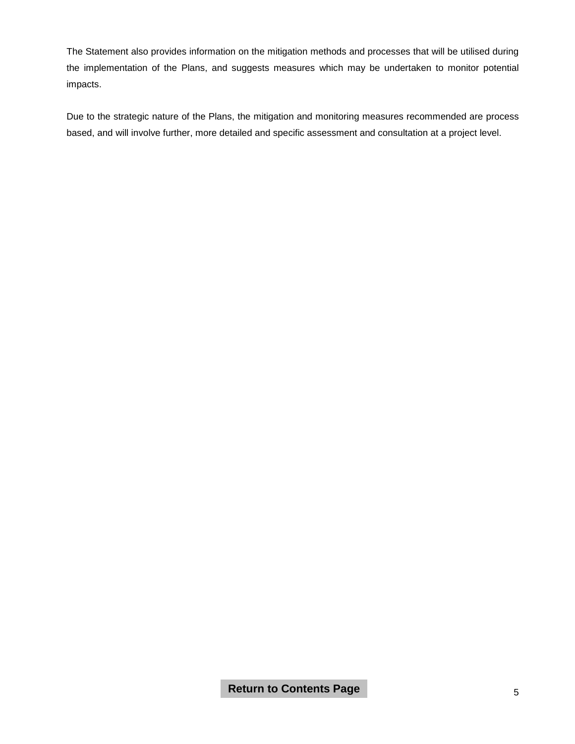The Statement also provides information on the mitigation methods and processes that will be utilised during the implementation of the Plans, and suggests measures which may be undertaken to monitor potential impacts.

Due to the strategic nature of the Plans, the mitigation and monitoring measures recommended are process based, and will involve further, more detailed and specific assessment and consultation at a project level.

**Return to Contents Page**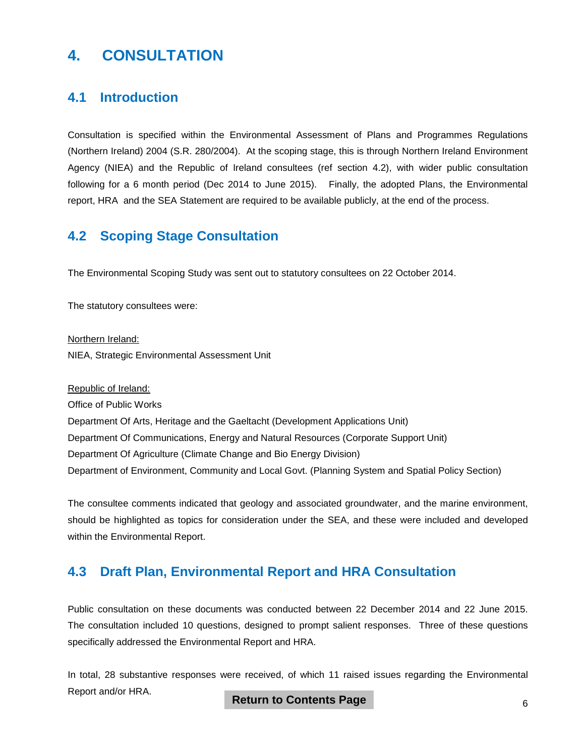# 4. CONSULTATION

## 4.1 Introduction

Consultation is specified within the Environmental Assessment of Plans and Programmes Regulations (Northern Ireland) 2004 (S.R. 280/2004). At the scoping stage, this is through Northern Ireland Environment Agency (NIEA) and the Republic of Ireland consultees (ref section 4.2), with wider public consultation following for a 6 month period (Dec 2014 to June 2015). Finally, the adopted Plans, the Environmental report, HRA and the SEA Statement are required to be available publicly, at the end of the process.

## 4.2 Scoping Stage Consultation

The Environmental Scoping Study was sent out to statutory consultees on 22 October 2014.

The statutory consultees were:

<u>Northern Ireland:</u>
NIEA, Strategic Environmental Assessment Unit

<u>Republic of Ireland:</u>
Office of Public Works
Department Of Arts, Heritage and the Gaeltacht (Development Applications Unit)
Department Of Communications, Energy and Natural Resources (Corporate Support Unit)
Department Of Agriculture (Climate Change and Bio Energy Division)
Department of Environment, Community and Local Govt. (Planning System and Spatial Policy Section)

The consultee comments indicated that geology and associated groundwater, and the marine environment, should be highlighted as topics for consideration under the SEA, and these were included and developed within the Environmental Report.

## 4.3 Draft Plan, Environmental Report and HRA Consultation

Public consultation on these documents was conducted between 22 December 2014 and 22 June 2015. The consultation included 10 questions, designed to prompt salient responses. Three of these questions specifically addressed the Environmental Report and HRA.

In total, 28 substantive responses were received, of which 11 raised issues regarding the Environmental Report and/or HRA.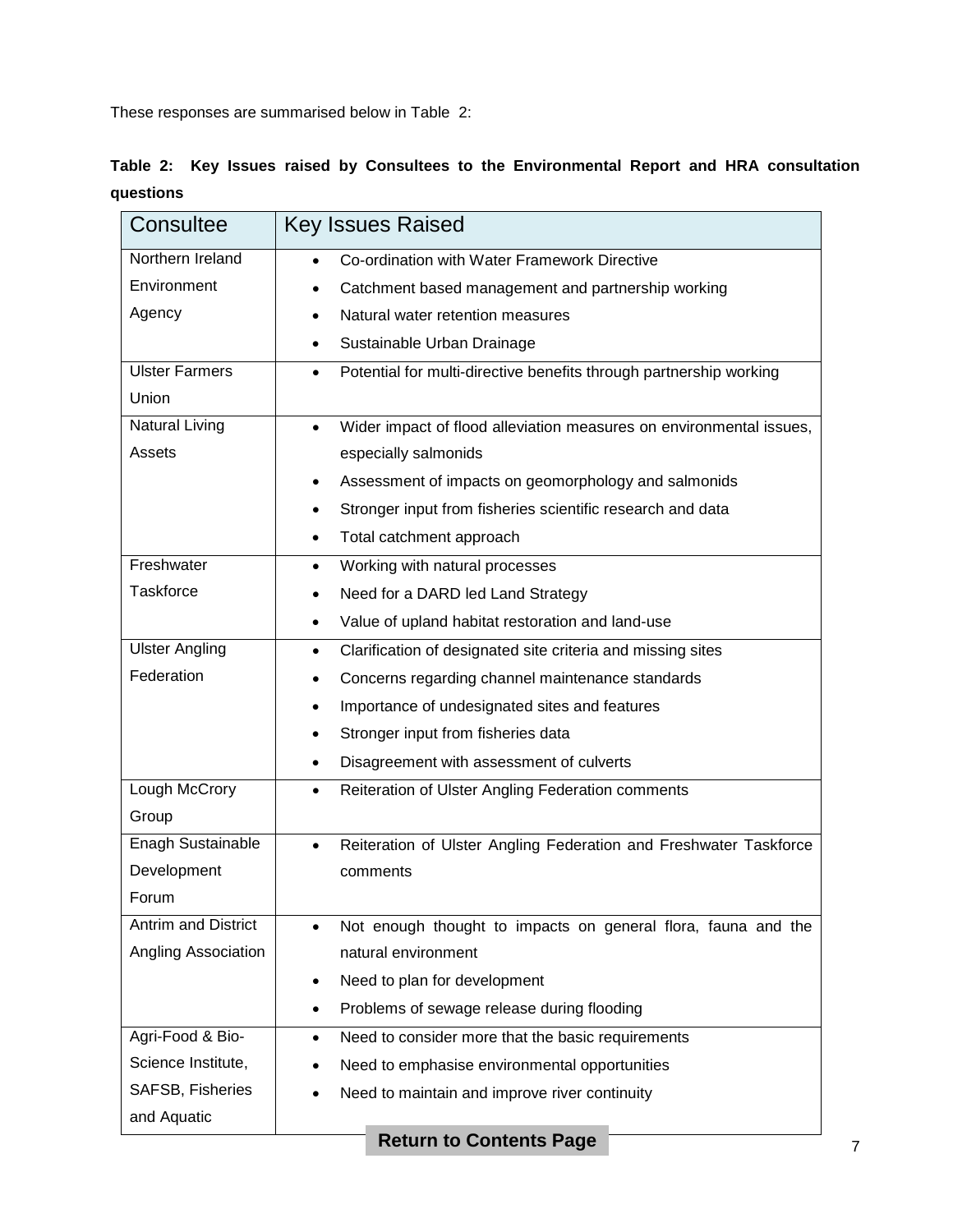These responses are summarised below in Table 2:

**Table 2: Key Issues raised by Consultees to the Environmental Report and HRA consultation questions**

| Consultee | Key Issues Raised |
|---|---|
| Northern Ireland Environment Agency | • Co-ordination with Water Framework Directive<br>• Catchment based management and partnership working<br>• Natural water retention measures<br>• Sustainable Urban Drainage |
| Ulster Farmers Union | • Potential for multi-directive benefits through partnership working |
| Natural Living Assets | • Wider impact of flood alleviation measures on environmental issues, especially salmonids<br>• Assessment of impacts on geomorphology and salmonids<br>• Stronger input from fisheries scientific research and data<br>• Total catchment approach |
| Freshwater Taskforce | • Working with natural processes<br>• Need for a DARD led Land Strategy<br>• Value of upland habitat restoration and land-use |
| Ulster Angling Federation | • Clarification of designated site criteria and missing sites<br>• Concerns regarding channel maintenance standards<br>• Importance of undesignated sites and features<br>• Stronger input from fisheries data<br>• Disagreement with assessment of culverts |
| Lough McCrory Group | • Reiteration of Ulster Angling Federation comments |
| Enagh Sustainable Development Forum | • Reiteration of Ulster Angling Federation and Freshwater Taskforce comments |
| Antrim and District Angling Association | • Not enough thought to impacts on general flora, fauna and the natural environment<br>• Need to plan for development<br>• Problems of sewage release during flooding |
| Agri-Food & Bio-Science Institute, SAFSB, Fisheries and Aquatic | • Need to consider more that the basic requirements<br>• Need to emphasise environmental opportunities<br>• Need to maintain and improve river continuity |

**Return to Contents Page**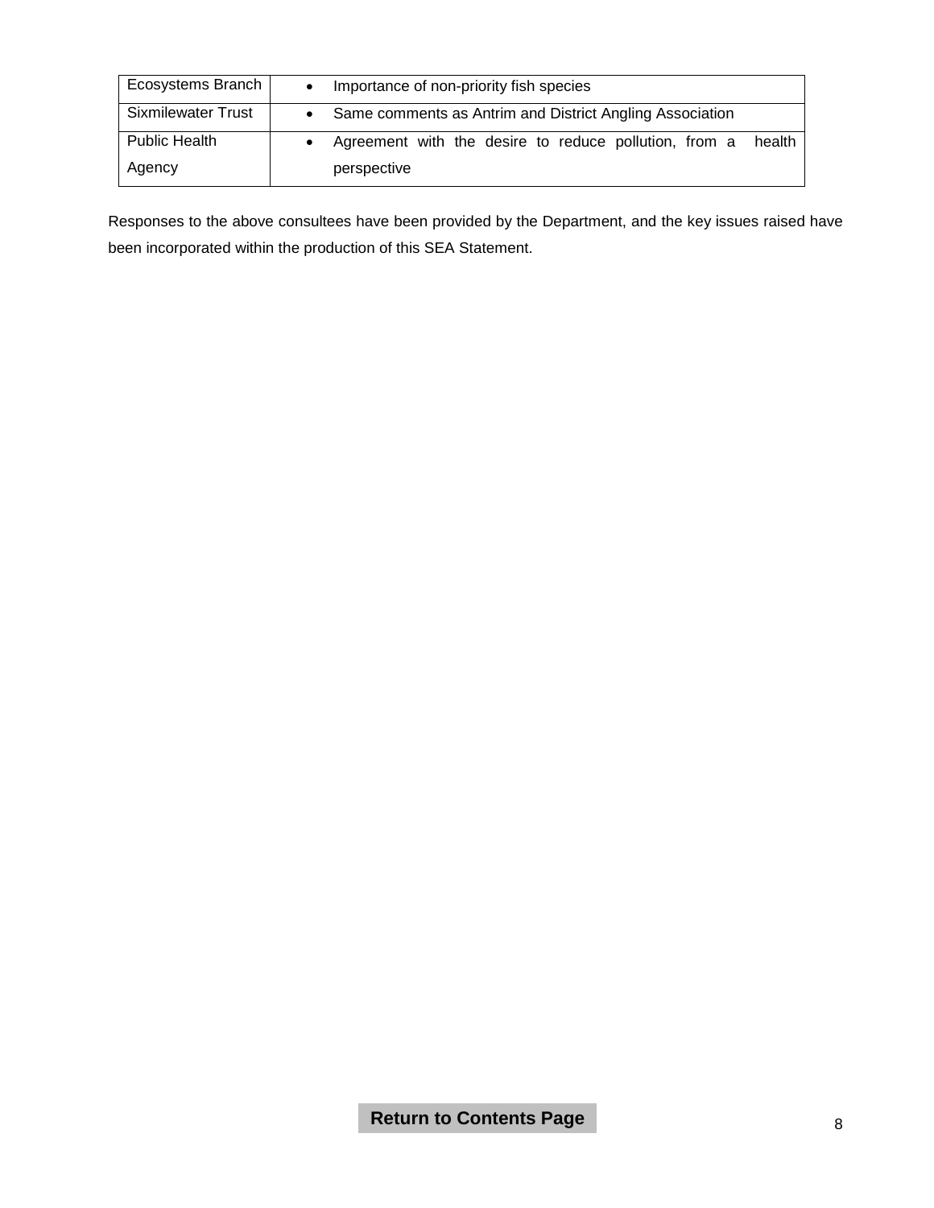| Ecosystems Branch | • Importance of non-priority fish species |
| --- | --- |
| Sixmilewater Trust | • Same comments as Antrim and District Angling Association |
| Public Health Agency | • Agreement with the desire to reduce pollution, from a health perspective |

Responses to the above consultees have been provided by the Department, and the key issues raised have been incorporated within the production of this SEA Statement.

**Return to Contents Page**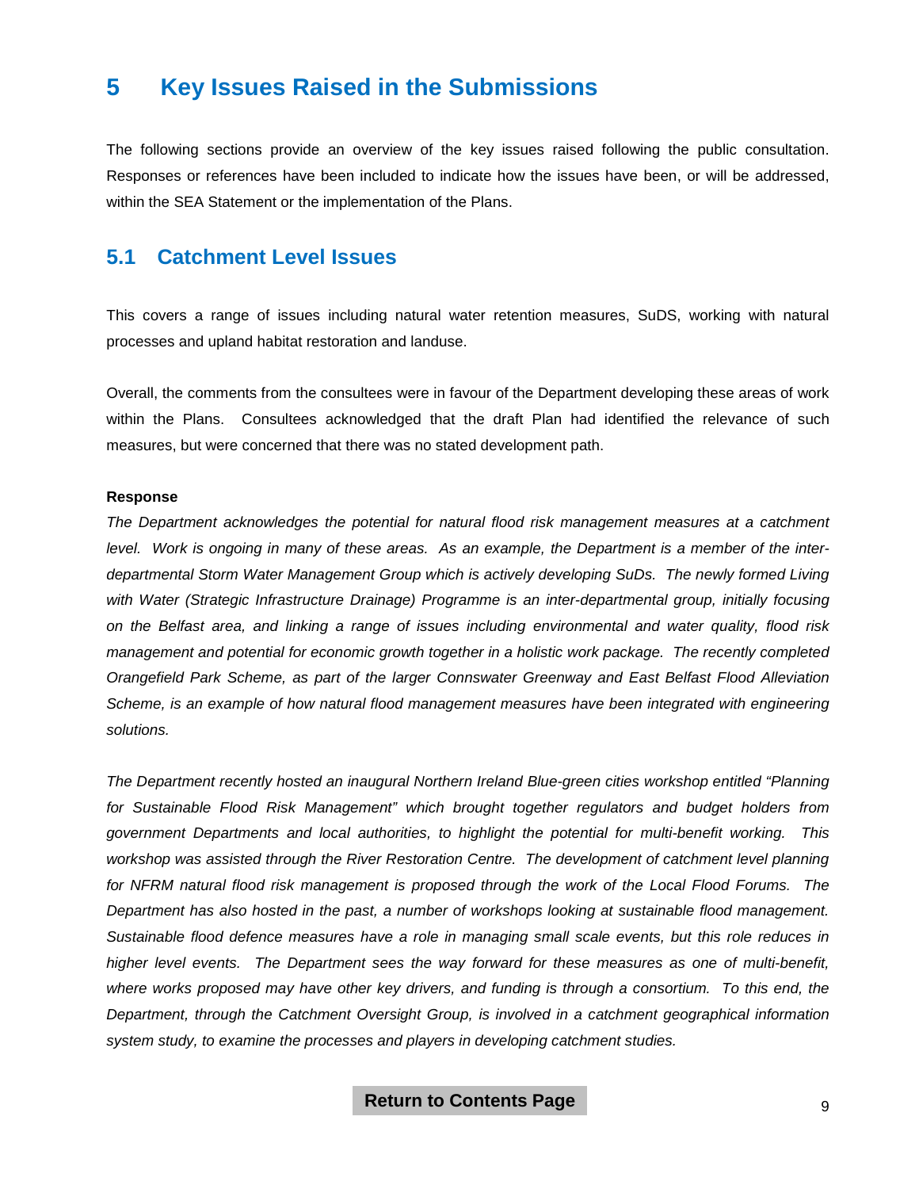# 5 Key Issues Raised in the Submissions

The following sections provide an overview of the key issues raised following the public consultation. Responses or references have been included to indicate how the issues have been, or will be addressed, within the SEA Statement or the implementation of the Plans.

## 5.1 Catchment Level Issues

This covers a range of issues including natural water retention measures, SuDS, working with natural processes and upland habitat restoration and landuse.

Overall, the comments from the consultees were in favour of the Department developing these areas of work within the Plans. Consultees acknowledged that the draft Plan had identified the relevance of such measures, but were concerned that there was no stated development path.

**Response**

*The Department acknowledges the potential for natural flood risk management measures at a catchment level. Work is ongoing in many of these areas. As an example, the Department is a member of the inter-departmental Storm Water Management Group which is actively developing SuDs. The newly formed Living with Water (Strategic Infrastructure Drainage) Programme is an inter-departmental group, initially focusing on the Belfast area, and linking a range of issues including environmental and water quality, flood risk management and potential for economic growth together in a holistic work package. The recently completed Orangefield Park Scheme, as part of the larger Connswater Greenway and East Belfast Flood Alleviation Scheme, is an example of how natural flood management measures have been integrated with engineering solutions.*

*The Department recently hosted an inaugural Northern Ireland Blue-green cities workshop entitled "Planning for Sustainable Flood Risk Management" which brought together regulators and budget holders from government Departments and local authorities, to highlight the potential for multi-benefit working. This workshop was assisted through the River Restoration Centre. The development of catchment level planning for NFRM natural flood risk management is proposed through the work of the Local Flood Forums. The Department has also hosted in the past, a number of workshops looking at sustainable flood management. Sustainable flood defence measures have a role in managing small scale events, but this role reduces in higher level events. The Department sees the way forward for these measures as one of multi-benefit, where works proposed may have other key drivers, and funding is through a consortium. To this end, the Department, through the Catchment Oversight Group, is involved in a catchment geographical information system study, to examine the processes and players in developing catchment studies.*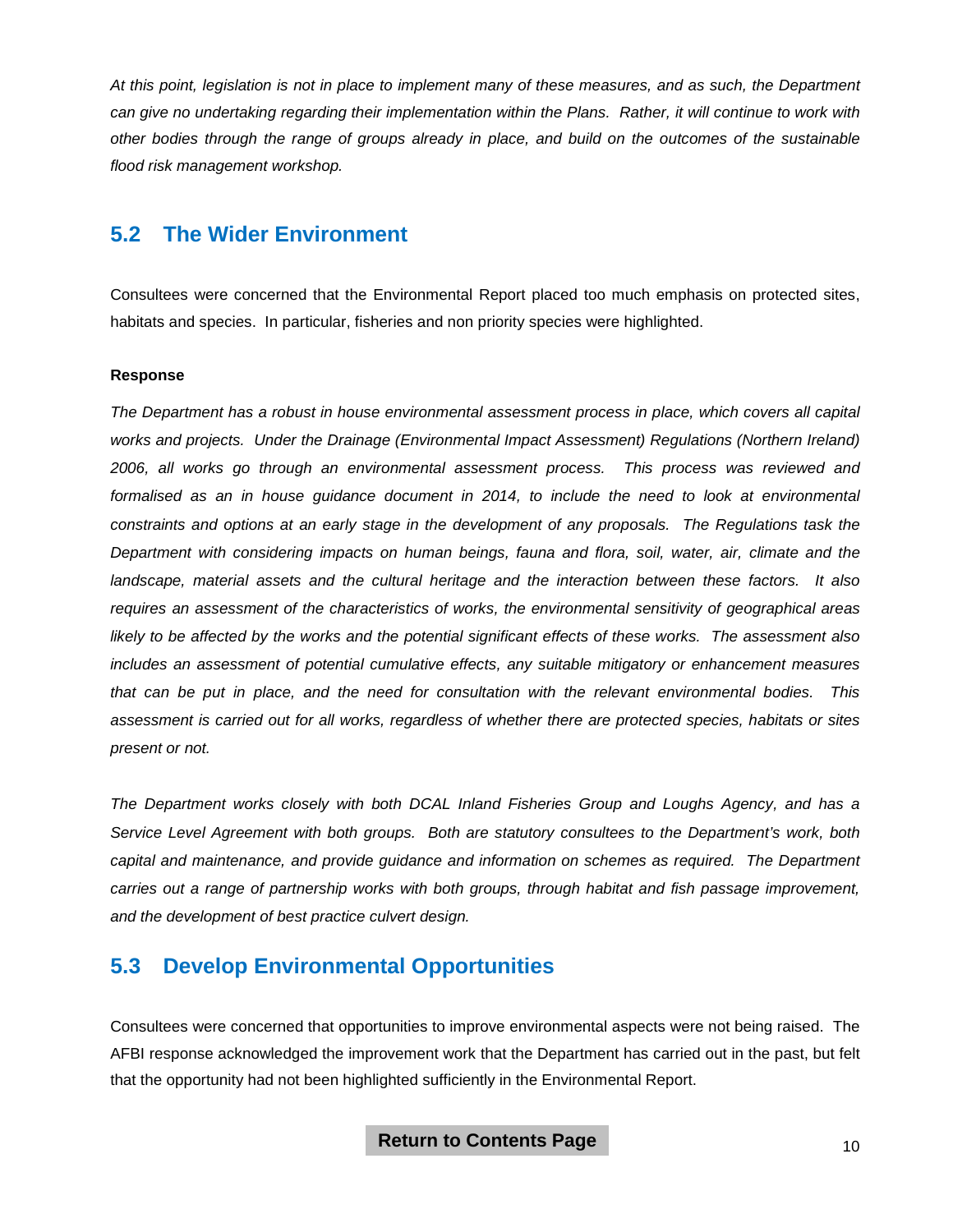*At this point, legislation is not in place to implement many of these measures, and as such, the Department can give no undertaking regarding their implementation within the Plans. Rather, it will continue to work with other bodies through the range of groups already in place, and build on the outcomes of the sustainable flood risk management workshop.*

## 5.2 The Wider Environment

Consultees were concerned that the Environmental Report placed too much emphasis on protected sites, habitats and species. In particular, fisheries and non priority species were highlighted.

**Response**

*The Department has a robust in house environmental assessment process in place, which covers all capital works and projects. Under the Drainage (Environmental Impact Assessment) Regulations (Northern Ireland) 2006, all works go through an environmental assessment process. This process was reviewed and formalised as an in house guidance document in 2014, to include the need to look at environmental constraints and options at an early stage in the development of any proposals. The Regulations task the Department with considering impacts on human beings, fauna and flora, soil, water, air, climate and the landscape, material assets and the cultural heritage and the interaction between these factors. It also requires an assessment of the characteristics of works, the environmental sensitivity of geographical areas likely to be affected by the works and the potential significant effects of these works. The assessment also includes an assessment of potential cumulative effects, any suitable mitigatory or enhancement measures that can be put in place, and the need for consultation with the relevant environmental bodies. This assessment is carried out for all works, regardless of whether there are protected species, habitats or sites present or not.*

*The Department works closely with both DCAL Inland Fisheries Group and Loughs Agency, and has a Service Level Agreement with both groups. Both are statutory consultees to the Department's work, both capital and maintenance, and provide guidance and information on schemes as required. The Department carries out a range of partnership works with both groups, through habitat and fish passage improvement, and the development of best practice culvert design.*

## 5.3 Develop Environmental Opportunities

Consultees were concerned that opportunities to improve environmental aspects were not being raised. The AFBI response acknowledged the improvement work that the Department has carried out in the past, but felt that the opportunity had not been highlighted sufficiently in the Environmental Report.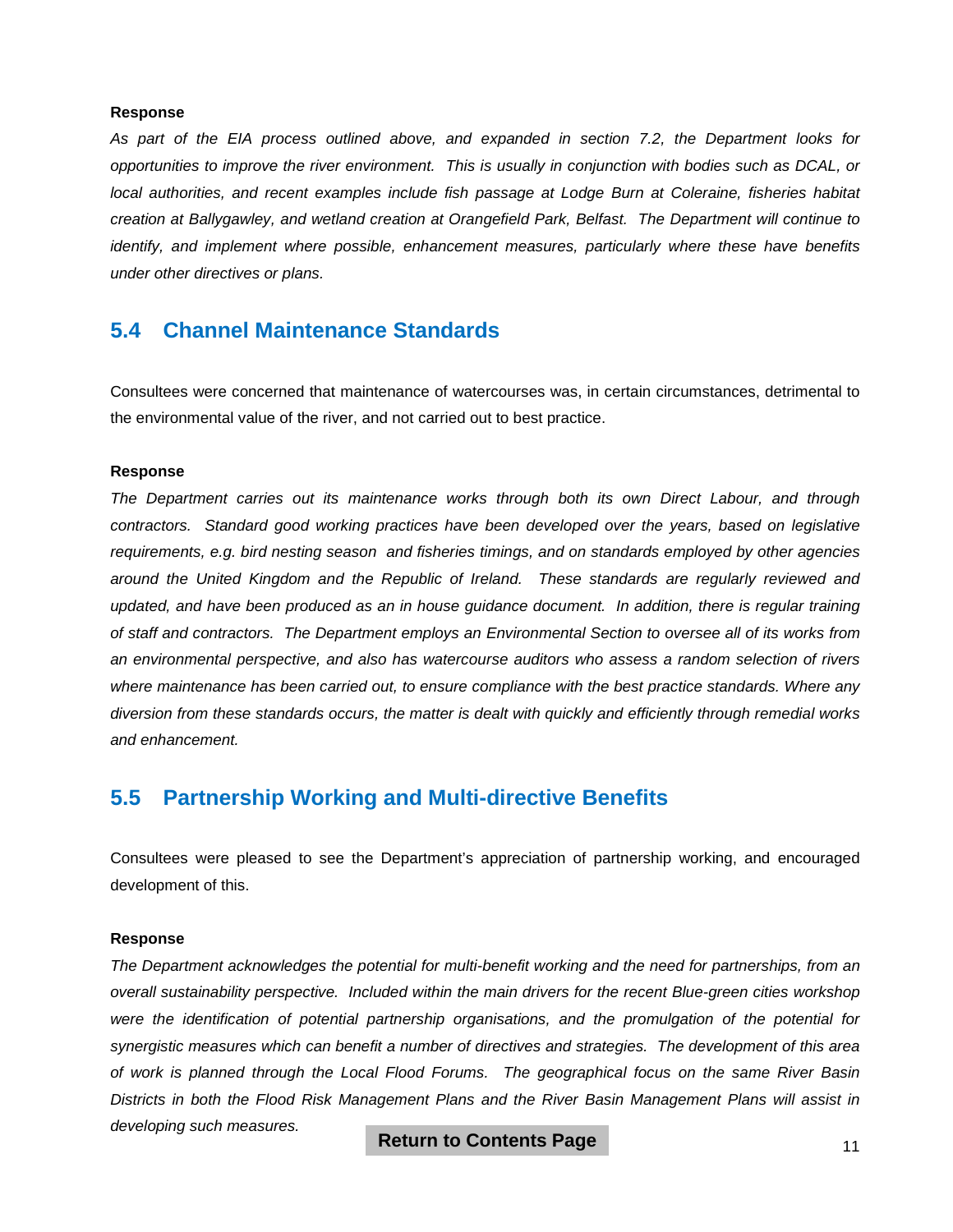**Response**

*As part of the EIA process outlined above, and expanded in section 7.2, the Department looks for opportunities to improve the river environment. This is usually in conjunction with bodies such as DCAL, or local authorities, and recent examples include fish passage at Lodge Burn at Coleraine, fisheries habitat creation at Ballygawley, and wetland creation at Orangefield Park, Belfast. The Department will continue to identify, and implement where possible, enhancement measures, particularly where these have benefits under other directives or plans.*

## 5.4 Channel Maintenance Standards

Consultees were concerned that maintenance of watercourses was, in certain circumstances, detrimental to the environmental value of the river, and not carried out to best practice.

**Response**

*The Department carries out its maintenance works through both its own Direct Labour, and through contractors. Standard good working practices have been developed over the years, based on legislative requirements, e.g. bird nesting season and fisheries timings, and on standards employed by other agencies around the United Kingdom and the Republic of Ireland. These standards are regularly reviewed and updated, and have been produced as an in house guidance document. In addition, there is regular training of staff and contractors. The Department employs an Environmental Section to oversee all of its works from an environmental perspective, and also has watercourse auditors who assess a random selection of rivers where maintenance has been carried out, to ensure compliance with the best practice standards. Where any diversion from these standards occurs, the matter is dealt with quickly and efficiently through remedial works and enhancement.*

## 5.5 Partnership Working and Multi-directive Benefits

Consultees were pleased to see the Department's appreciation of partnership working, and encouraged development of this.

**Response**

*The Department acknowledges the potential for multi-benefit working and the need for partnerships, from an overall sustainability perspective. Included within the main drivers for the recent Blue-green cities workshop were the identification of potential partnership organisations, and the promulgation of the potential for synergistic measures which can benefit a number of directives and strategies. The development of this area of work is planned through the Local Flood Forums. The geographical focus on the same River Basin Districts in both the Flood Risk Management Plans and the River Basin Management Plans will assist in developing such measures.*

**Return to Contents Page**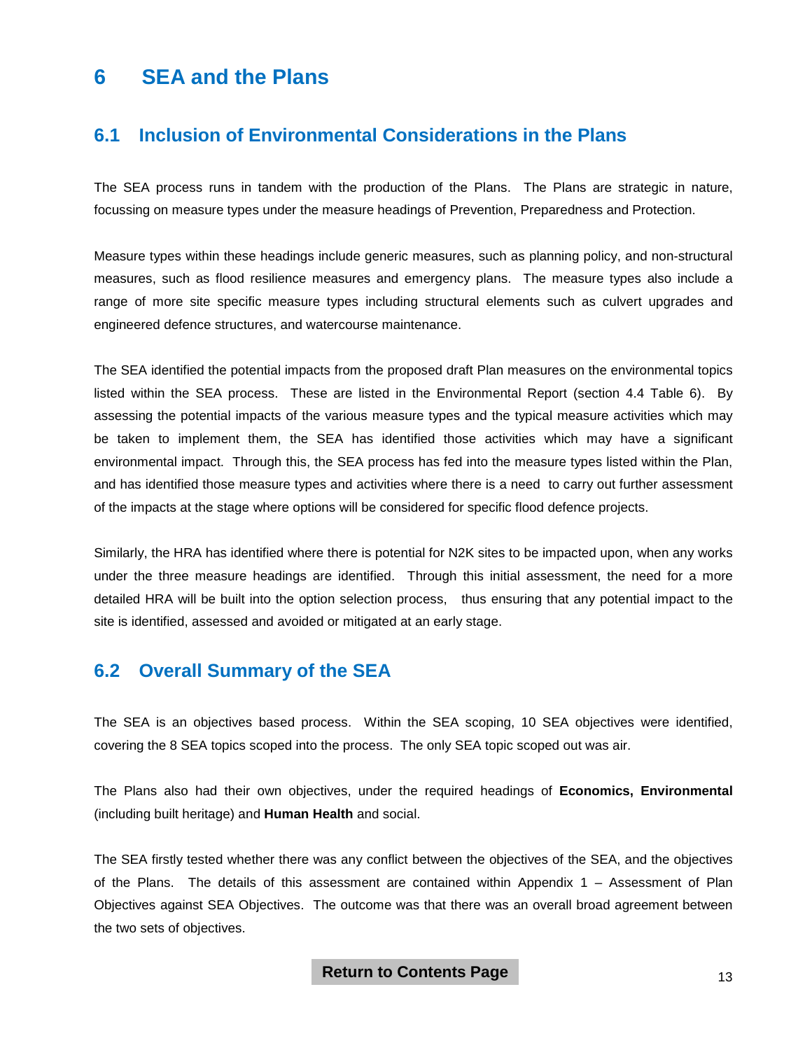# 6 SEA and the Plans

## 6.1 Inclusion of Environmental Considerations in the Plans

The SEA process runs in tandem with the production of the Plans. The Plans are strategic in nature, focussing on measure types under the measure headings of Prevention, Preparedness and Protection.

Measure types within these headings include generic measures, such as planning policy, and non-structural measures, such as flood resilience measures and emergency plans. The measure types also include a range of more site specific measure types including structural elements such as culvert upgrades and engineered defence structures, and watercourse maintenance.

The SEA identified the potential impacts from the proposed draft Plan measures on the environmental topics listed within the SEA process. These are listed in the Environmental Report (section 4.4 Table 6). By assessing the potential impacts of the various measure types and the typical measure activities which may be taken to implement them, the SEA has identified those activities which may have a significant environmental impact. Through this, the SEA process has fed into the measure types listed within the Plan, and has identified those measure types and activities where there is a need to carry out further assessment of the impacts at the stage where options will be considered for specific flood defence projects.

Similarly, the HRA has identified where there is potential for N2K sites to be impacted upon, when any works under the three measure headings are identified. Through this initial assessment, the need for a more detailed HRA will be built into the option selection process, thus ensuring that any potential impact to the site is identified, assessed and avoided or mitigated at an early stage.

## 6.2 Overall Summary of the SEA

The SEA is an objectives based process. Within the SEA scoping, 10 SEA objectives were identified, covering the 8 SEA topics scoped into the process. The only SEA topic scoped out was air.

The Plans also had their own objectives, under the required headings of **Economics, Environmental** (including built heritage) and **Human Health** and social.

The SEA firstly tested whether there was any conflict between the objectives of the SEA, and the objectives of the Plans. The details of this assessment are contained within Appendix 1 – Assessment of Plan Objectives against SEA Objectives. The outcome was that there was an overall broad agreement between the two sets of objectives.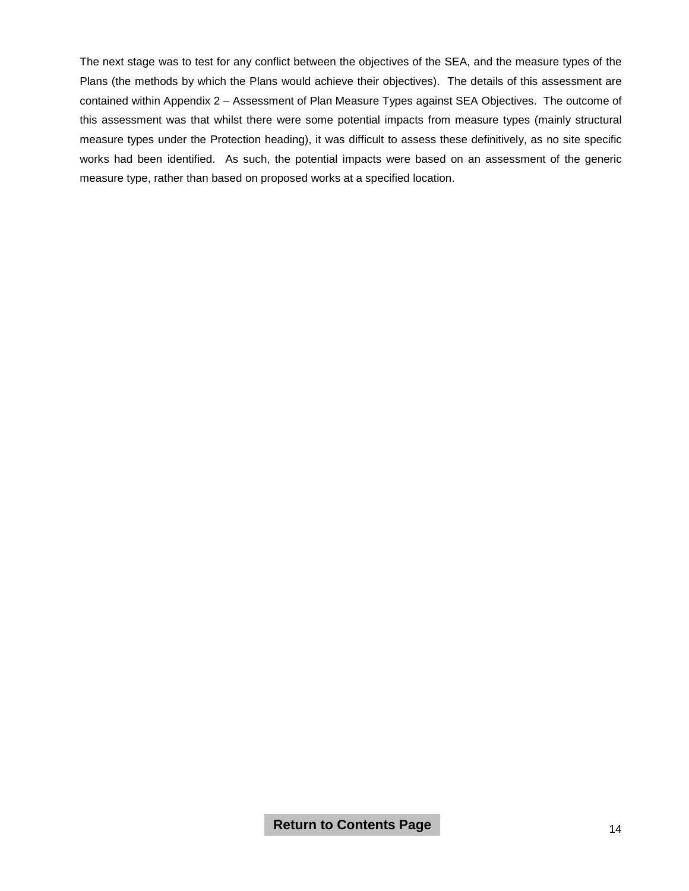The next stage was to test for any conflict between the objectives of the SEA, and the measure types of the Plans (the methods by which the Plans would achieve their objectives). The details of this assessment are contained within Appendix 2 – Assessment of Plan Measure Types against SEA Objectives. The outcome of this assessment was that whilst there were some potential impacts from measure types (mainly structural measure types under the Protection heading), it was difficult to assess these definitively, as no site specific works had been identified. As such, the potential impacts were based on an assessment of the generic measure type, rather than based on proposed works at a specified location.

**Return to Contents Page**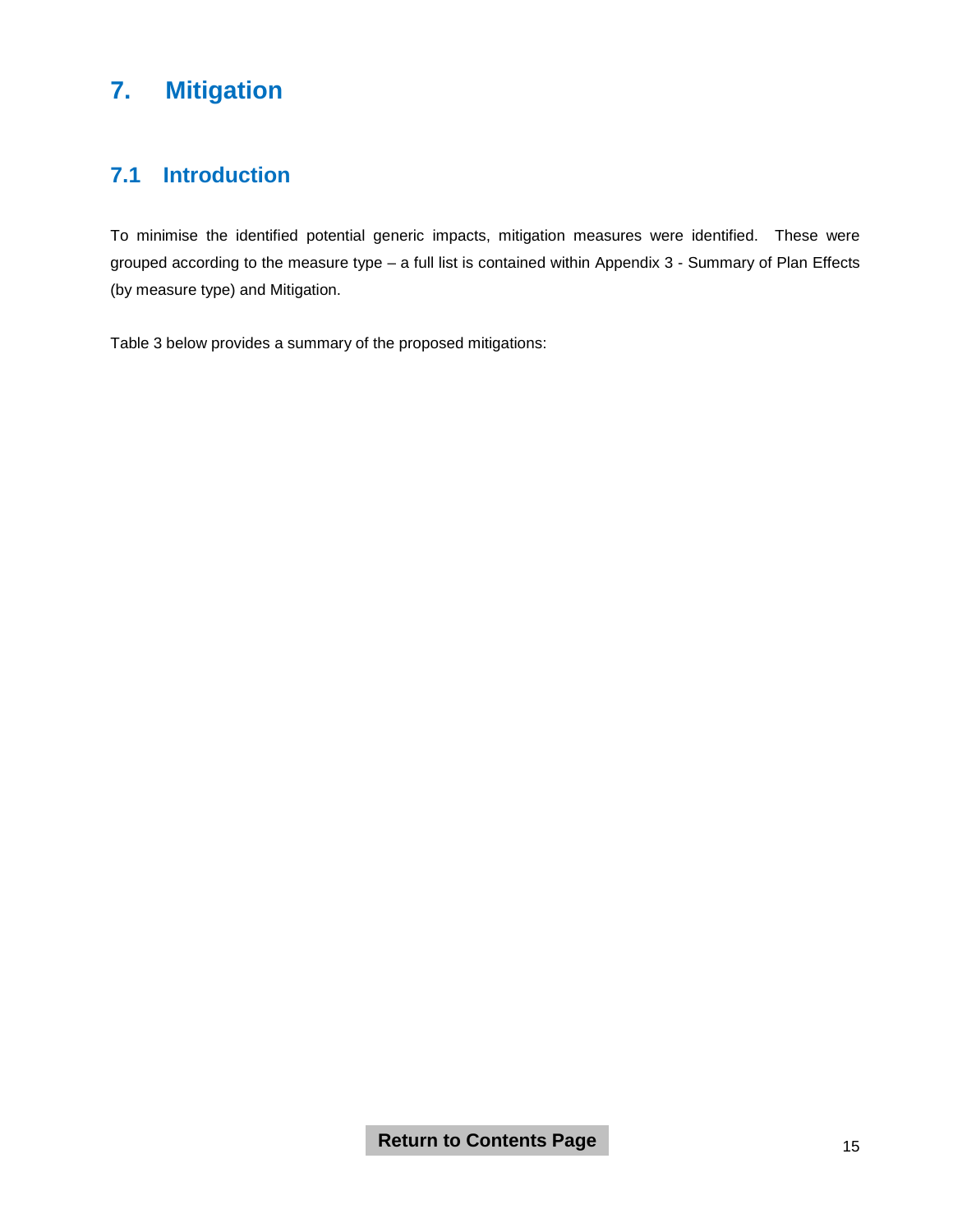# 7. Mitigation

## 7.1 Introduction

To minimise the identified potential generic impacts, mitigation measures were identified. These were grouped according to the measure type – a full list is contained within Appendix 3 - Summary of Plan Effects (by measure type) and Mitigation.

Table 3 below provides a summary of the proposed mitigations: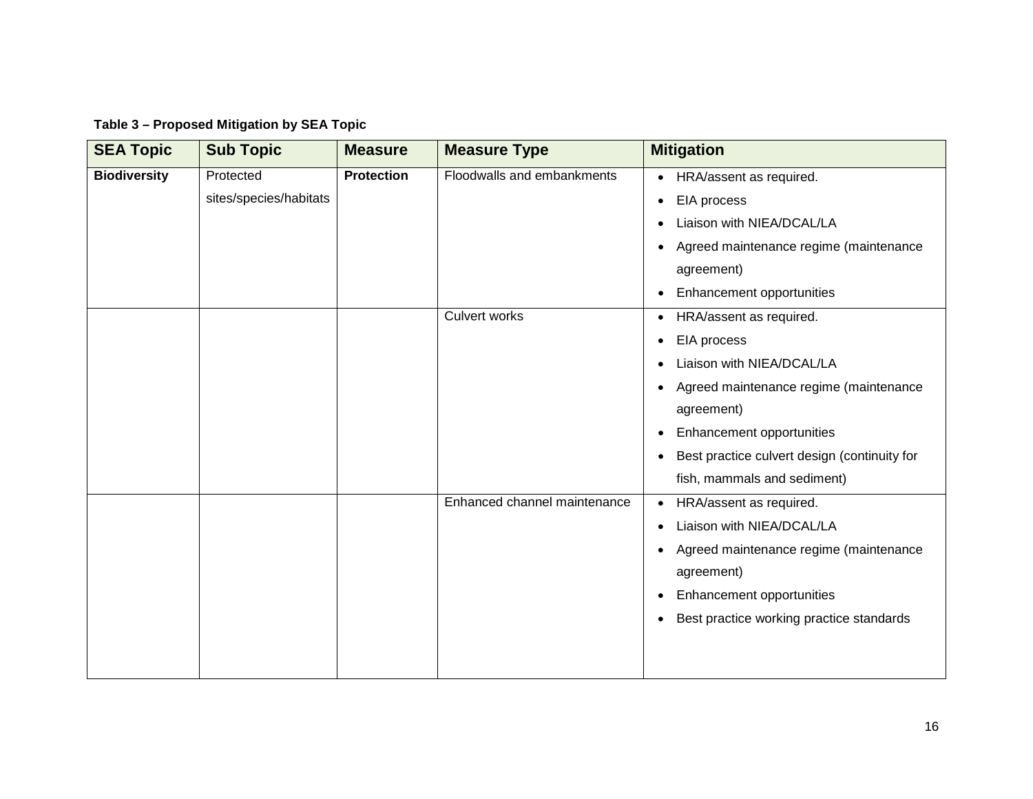**Table 3 – Proposed Mitigation by SEA Topic**

| SEA Topic | Sub Topic | Measure | Measure Type | Mitigation |
|---|---|---|---|---|
| **Biodiversity** | Protected sites/species/habitats | **Protection** | Floodwalls and embankments | • HRA/assent as required.<br>• EIA process<br>• Liaison with NIEA/DCAL/LA<br>• Agreed maintenance regime (maintenance agreement)<br>• Enhancement opportunities |
| | | | Culvert works | • HRA/assent as required.<br>• EIA process<br>• Liaison with NIEA/DCAL/LA<br>• Agreed maintenance regime (maintenance agreement)<br>• Enhancement opportunities<br>• Best practice culvert design (continuity for fish, mammals and sediment) |
| | | | Enhanced channel maintenance | • HRA/assent as required.<br>• Liaison with NIEA/DCAL/LA<br>• Agreed maintenance regime (maintenance agreement)<br>• Enhancement opportunities<br>• Best practice working practice standards |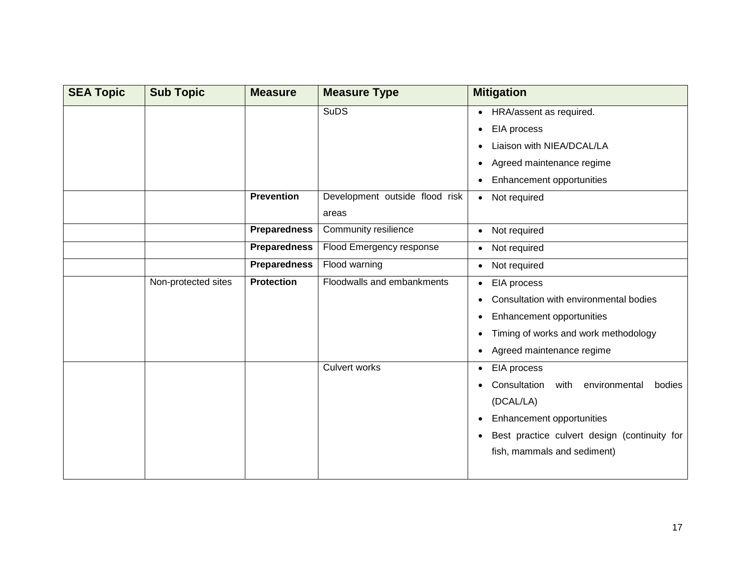| SEA Topic | Sub Topic | Measure | Measure Type | Mitigation |
|---|---|---|---|---|
| | | | SuDS | • HRA/assent as required.<br>• EIA process<br>• Liaison with NIEA/DCAL/LA<br>• Agreed maintenance regime<br>• Enhancement opportunities |
| | | **Prevention** | Development outside flood risk areas | • Not required |
| | | **Preparedness** | Community resilience | • Not required |
| | | **Preparedness** | Flood Emergency response | • Not required |
| | | **Preparedness** | Flood warning | • Not required |
| | Non-protected sites | **Protection** | Floodwalls and embankments | • EIA process<br>• Consultation with environmental bodies<br>• Enhancement opportunities<br>• Timing of works and work methodology<br>• Agreed maintenance regime |
| | | | Culvert works | • EIA process<br>• Consultation with environmental bodies (DCAL/LA)<br>• Enhancement opportunities<br>• Best practice culvert design (continuity for fish, mammals and sediment) |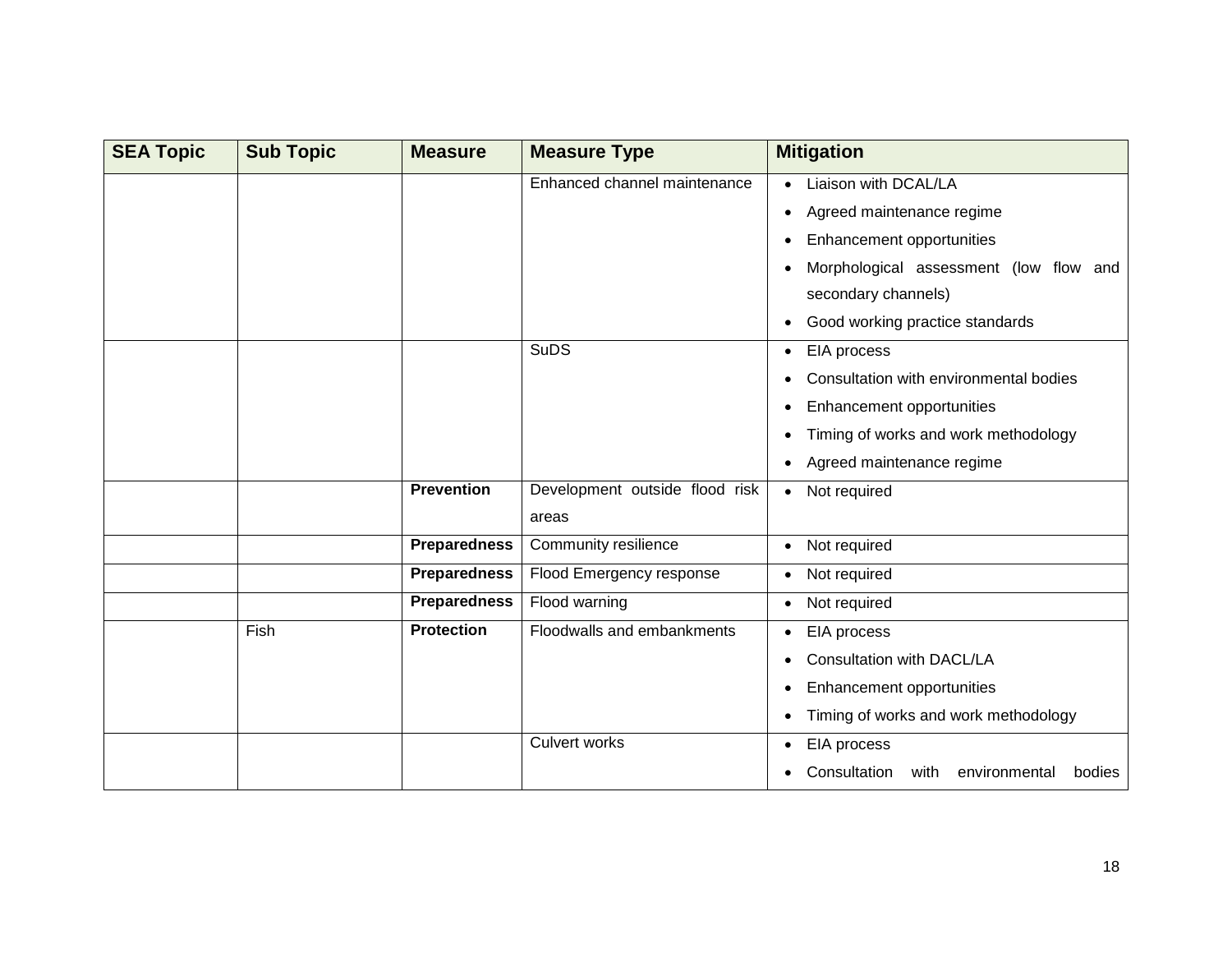| SEA Topic | Sub Topic | Measure | Measure Type | Mitigation |
| --- | --- | --- | --- | --- |
| | | | Enhanced channel maintenance | • Liaison with DCAL/LA<br>• Agreed maintenance regime<br>• Enhancement opportunities<br>• Morphological assessment (low flow and secondary channels)<br>• Good working practice standards |
| | | | SuDS | • EIA process<br>• Consultation with environmental bodies<br>• Enhancement opportunities<br>• Timing of works and work methodology<br>• Agreed maintenance regime |
| | | **Prevention** | Development outside flood risk areas | • Not required |
| | | **Preparedness** | Community resilience | • Not required |
| | | **Preparedness** | Flood Emergency response | • Not required |
| | | **Preparedness** | Flood warning | • Not required |
| | Fish | **Protection** | Floodwalls and embankments | • EIA process<br>• Consultation with DACL/LA<br>• Enhancement opportunities<br>• Timing of works and work methodology |
| | | | Culvert works | • EIA process<br>• Consultation with environmental bodies |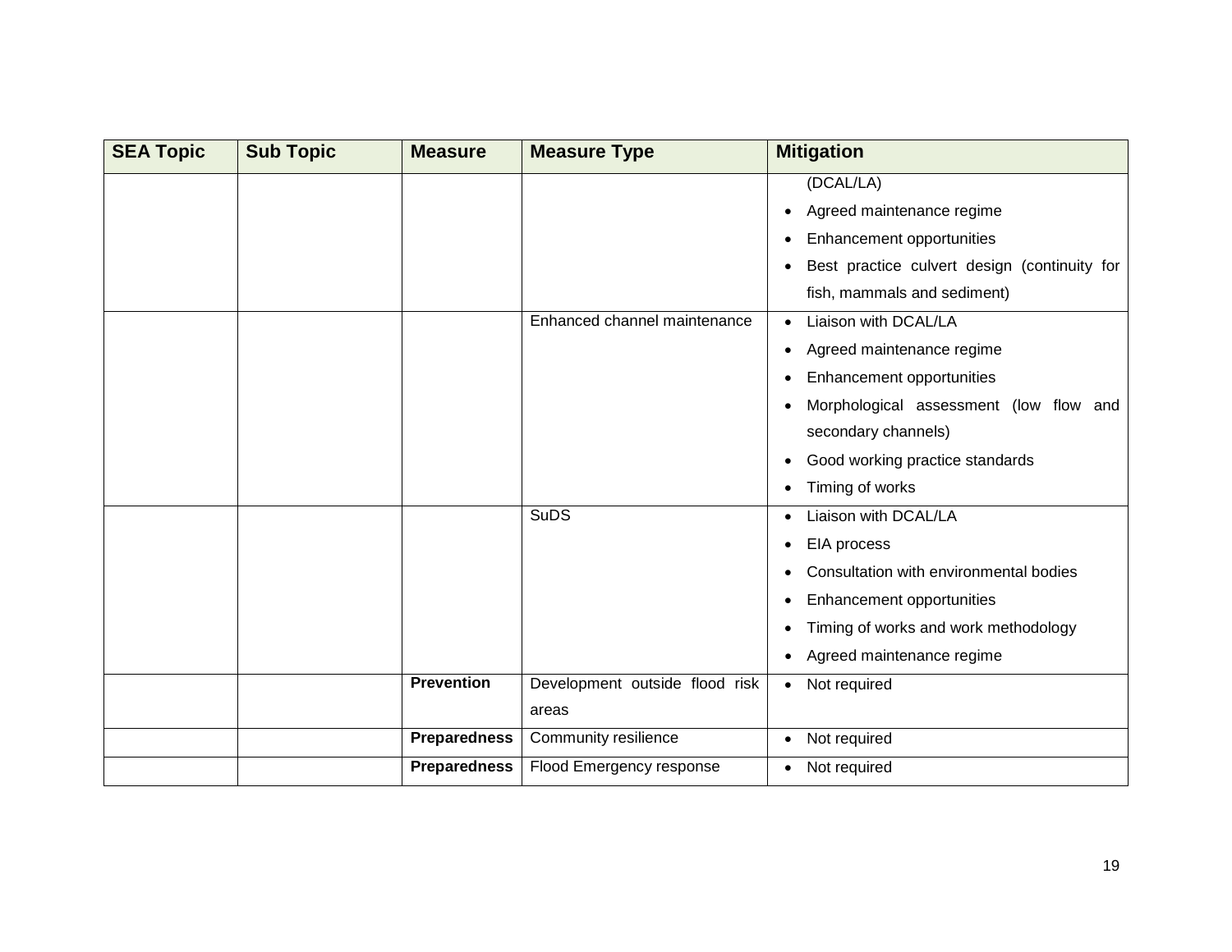| SEA Topic | Sub Topic | Measure | Measure Type | Mitigation |
|---|---|---|---|---|
| | | | | (DCAL/LA)<br>• Agreed maintenance regime<br>• Enhancement opportunities<br>• Best practice culvert design (continuity for fish, mammals and sediment) |
| | | | Enhanced channel maintenance | • Liaison with DCAL/LA<br>• Agreed maintenance regime<br>• Enhancement opportunities<br>• Morphological assessment (low flow and secondary channels)<br>• Good working practice standards<br>• Timing of works |
| | | | SuDS | • Liaison with DCAL/LA<br>• EIA process<br>• Consultation with environmental bodies<br>• Enhancement opportunities<br>• Timing of works and work methodology<br>• Agreed maintenance regime |
| | | **Prevention** | Development outside flood risk areas | • Not required |
| | | **Preparedness** | Community resilience | • Not required |
| | | **Preparedness** | Flood Emergency response | • Not required |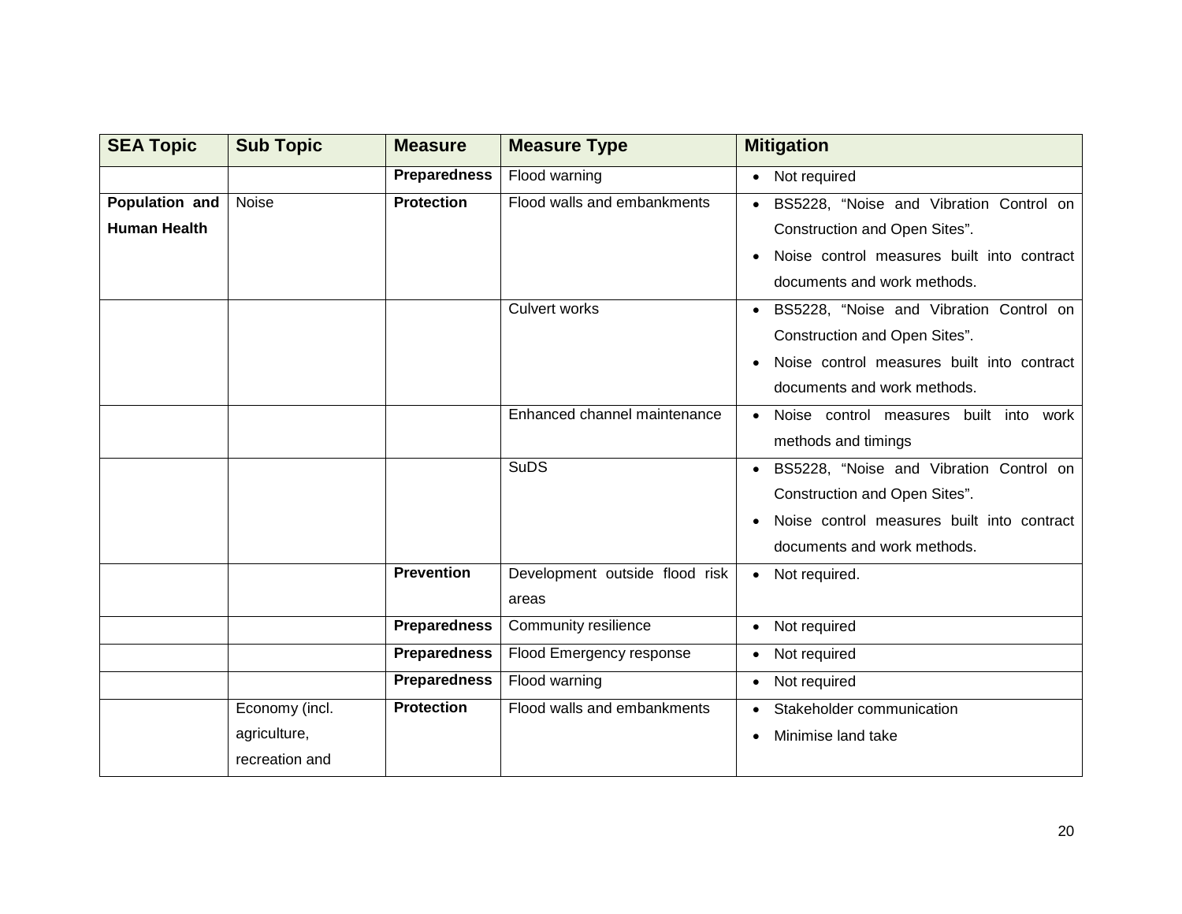| SEA Topic | Sub Topic | Measure | Measure Type | Mitigation |
|---|---|---|---|---|
| | | **Preparedness** | Flood warning | • Not required |
| **Population and Human Health** | Noise | **Protection** | Flood walls and embankments | • BS5228, "Noise and Vibration Control on Construction and Open Sites".<br>• Noise control measures built into contract documents and work methods. |
| | | | Culvert works | • BS5228, "Noise and Vibration Control on Construction and Open Sites".<br>• Noise control measures built into contract documents and work methods. |
| | | | Enhanced channel maintenance | • Noise control measures built into work methods and timings |
| | | | SuDS | • BS5228, "Noise and Vibration Control on Construction and Open Sites".<br>• Noise control measures built into contract documents and work methods. |
| | | **Prevention** | Development outside flood risk areas | • Not required. |
| | | **Preparedness** | Community resilience | • Not required |
| | | **Preparedness** | Flood Emergency response | • Not required |
| | | **Preparedness** | Flood warning | • Not required |
| | Economy (incl. agriculture, recreation and | **Protection** | Flood walls and embankments | • Stakeholder communication<br>• Minimise land take |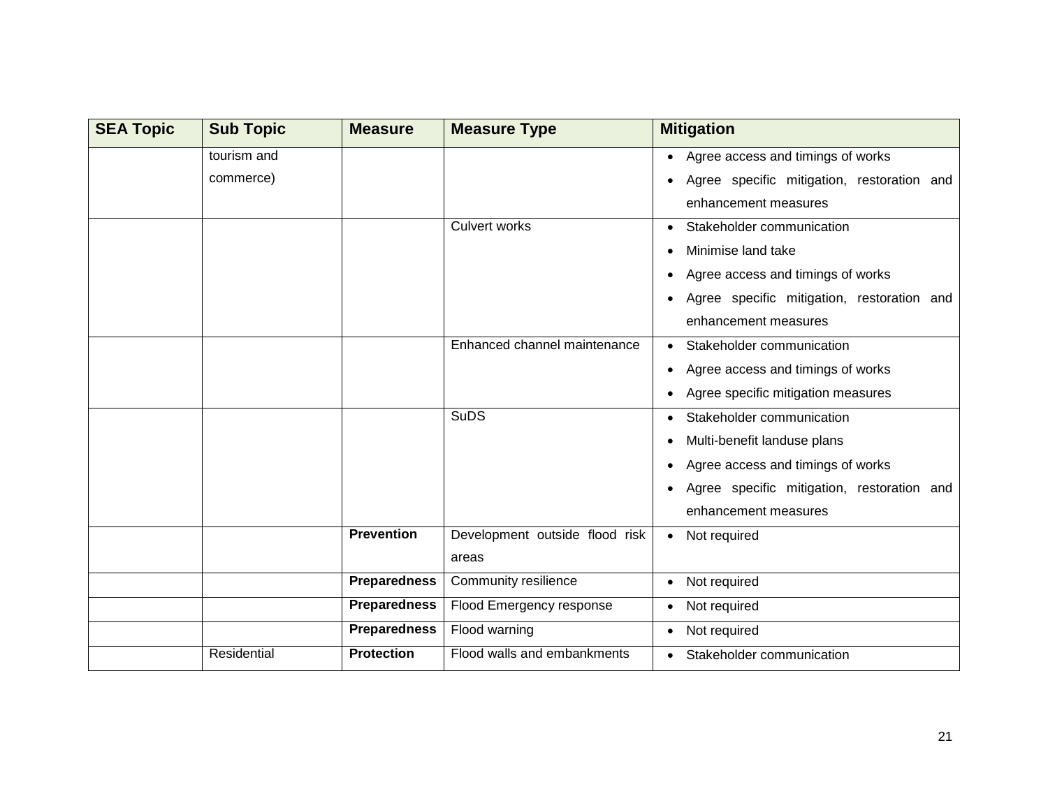| SEA Topic | Sub Topic | Measure | Measure Type | Mitigation |
|---|---|---|---|---|
| | tourism and commerce) | | | • Agree access and timings of works<br>• Agree specific mitigation, restoration and enhancement measures |
| | | | Culvert works | • Stakeholder communication<br>• Minimise land take<br>• Agree access and timings of works<br>• Agree specific mitigation, restoration and enhancement measures |
| | | | Enhanced channel maintenance | • Stakeholder communication<br>• Agree access and timings of works<br>• Agree specific mitigation measures |
| | | | SuDS | • Stakeholder communication<br>• Multi-benefit landuse plans<br>• Agree access and timings of works<br>• Agree specific mitigation, restoration and enhancement measures |
| | | **Prevention** | Development outside flood risk areas | • Not required |
| | | **Preparedness** | Community resilience | • Not required |
| | | **Preparedness** | Flood Emergency response | • Not required |
| | | **Preparedness** | Flood warning | • Not required |
| | Residential | **Protection** | Flood walls and embankments | • Stakeholder communication |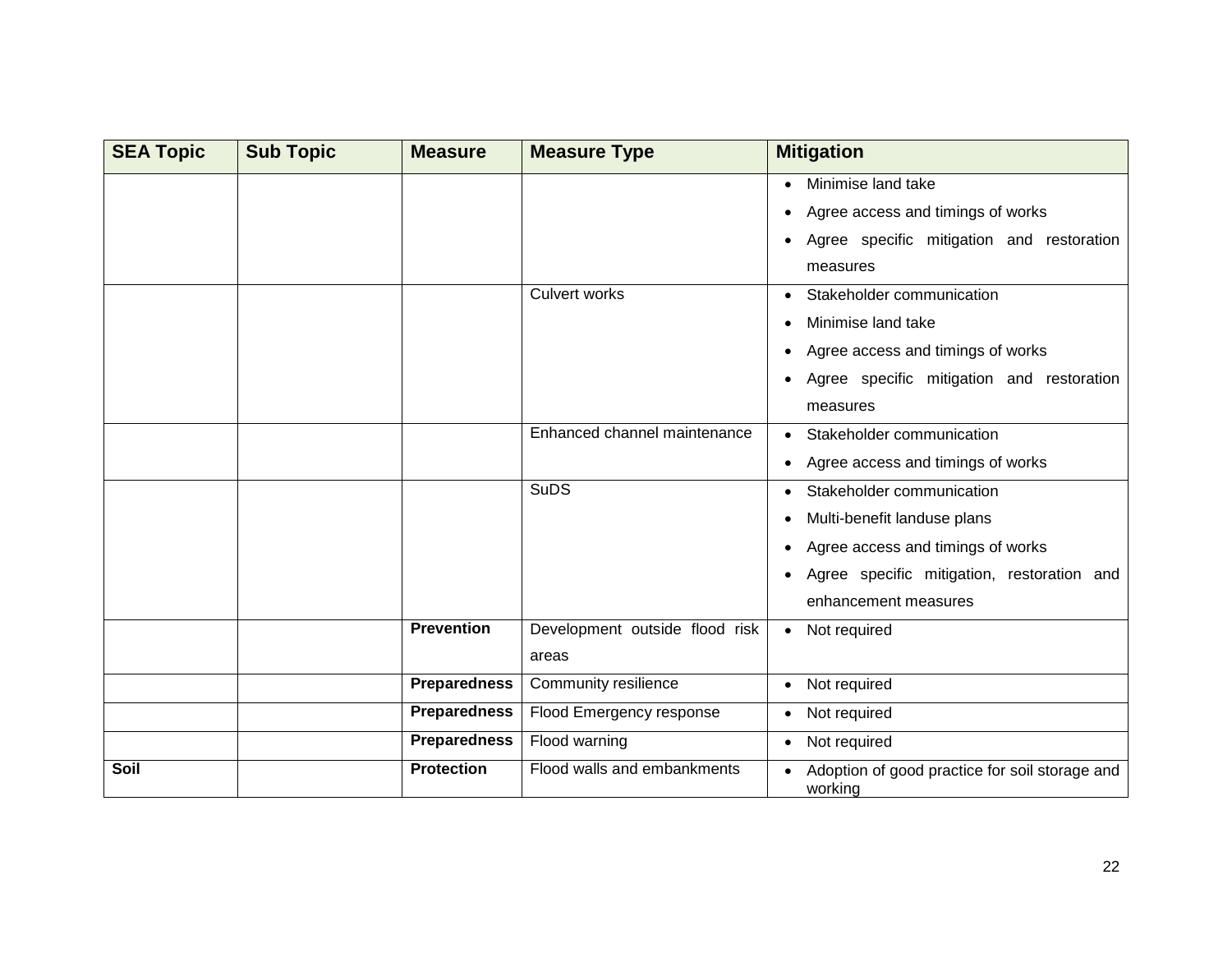| SEA Topic | Sub Topic | Measure | Measure Type | Mitigation |
|---|---|---|---|---|
| | | | | • Minimise land take<br>• Agree access and timings of works<br>• Agree specific mitigation and restoration measures |
| | | | Culvert works | • Stakeholder communication<br>• Minimise land take<br>• Agree access and timings of works<br>• Agree specific mitigation and restoration measures |
| | | | Enhanced channel maintenance | • Stakeholder communication<br>• Agree access and timings of works |
| | | | SuDS | • Stakeholder communication<br>• Multi-benefit landuse plans<br>• Agree access and timings of works<br>• Agree specific mitigation, restoration and enhancement measures |
| | | **Prevention** | Development outside flood risk areas | • Not required |
| | | **Preparedness** | Community resilience | • Not required |
| | | **Preparedness** | Flood Emergency response | • Not required |
| | | **Preparedness** | Flood warning | • Not required |
| **Soil** | | **Protection** | Flood walls and embankments | • Adoption of good practice for soil storage and working |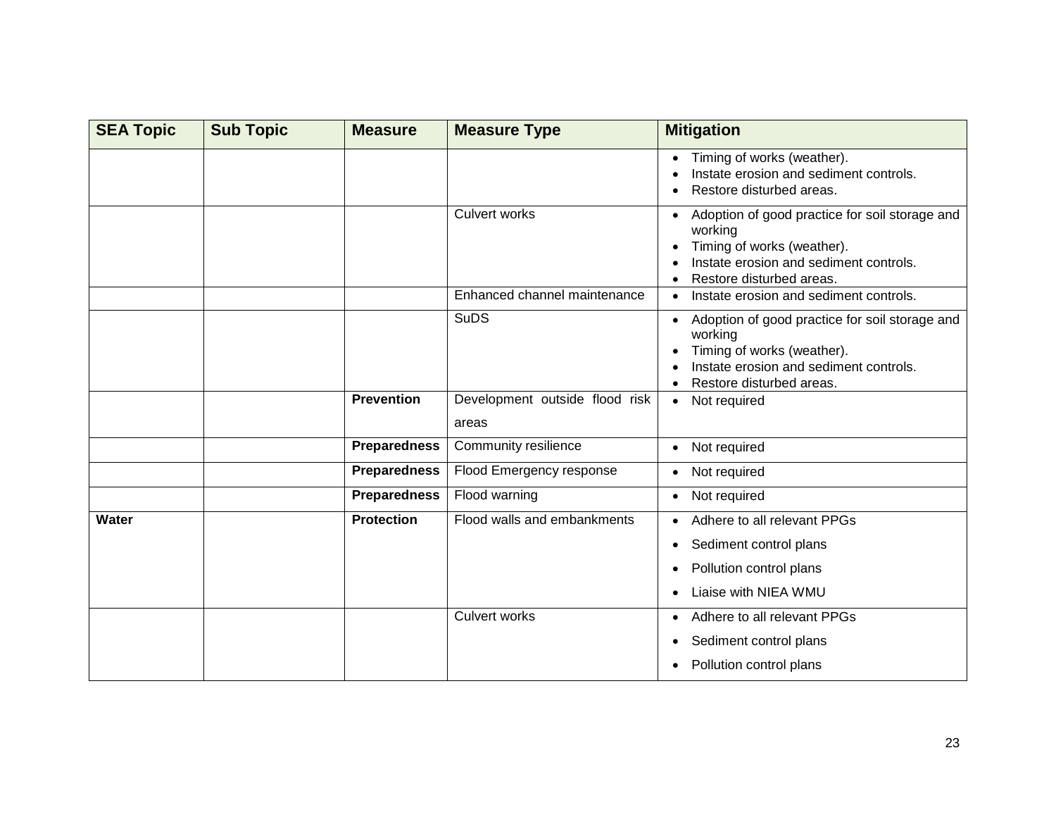| SEA Topic | Sub Topic | Measure | Measure Type | Mitigation |
|---|---|---|---|---|
| | | | | • Timing of works (weather).<br>• Instate erosion and sediment controls.<br>• Restore disturbed areas. |
| | | | Culvert works | • Adoption of good practice for soil storage and working<br>• Timing of works (weather).<br>• Instate erosion and sediment controls.<br>• Restore disturbed areas. |
| | | | Enhanced channel maintenance | • Instate erosion and sediment controls. |
| | | | SuDS | • Adoption of good practice for soil storage and working<br>• Timing of works (weather).<br>• Instate erosion and sediment controls.<br>• Restore disturbed areas. |
| | | **Prevention** | Development outside flood risk areas | • Not required |
| | | **Preparedness** | Community resilience | • Not required |
| | | **Preparedness** | Flood Emergency response | • Not required |
| | | **Preparedness** | Flood warning | • Not required |
| **Water** | | **Protection** | Flood walls and embankments | • Adhere to all relevant PPGs<br>• Sediment control plans<br>• Pollution control plans<br>• Liaise with NIEA WMU |
| | | | Culvert works | • Adhere to all relevant PPGs<br>• Sediment control plans<br>• Pollution control plans |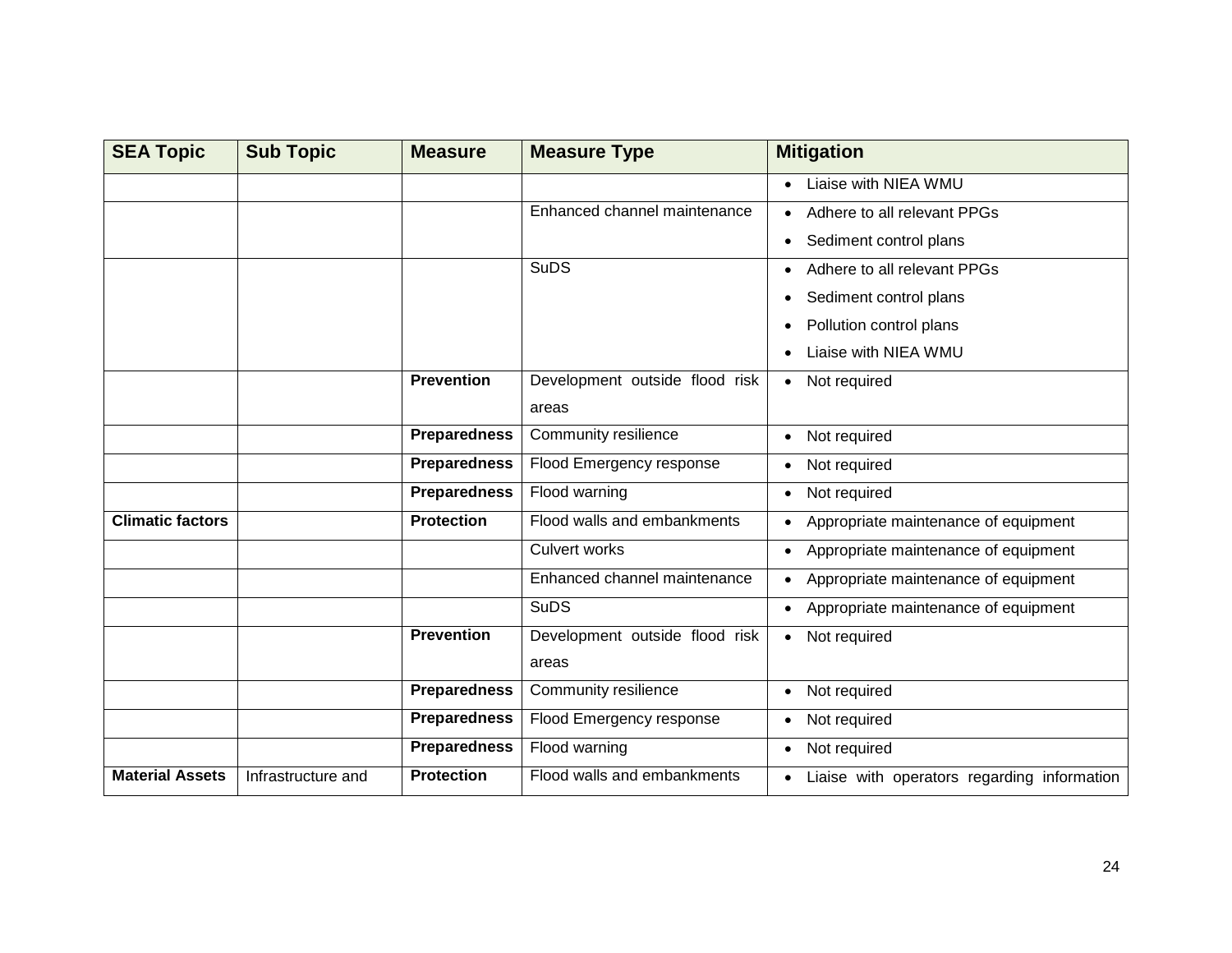| SEA Topic | Sub Topic | Measure | Measure Type | Mitigation |
|---|---|---|---|---|
| | | | | • Liaise with NIEA WMU |
| | | | Enhanced channel maintenance | • Adhere to all relevant PPGs<br>• Sediment control plans |
| | | | SuDS | • Adhere to all relevant PPGs<br>• Sediment control plans<br>• Pollution control plans<br>• Liaise with NIEA WMU |
| | | **Prevention** | Development outside flood risk areas | • Not required |
| | | **Preparedness** | Community resilience | • Not required |
| | | **Preparedness** | Flood Emergency response | • Not required |
| | | **Preparedness** | Flood warning | • Not required |
| **Climatic factors** | | **Protection** | Flood walls and embankments | • Appropriate maintenance of equipment |
| | | | Culvert works | • Appropriate maintenance of equipment |
| | | | Enhanced channel maintenance | • Appropriate maintenance of equipment |
| | | | SuDS | • Appropriate maintenance of equipment |
| | | **Prevention** | Development outside flood risk areas | • Not required |
| | | **Preparedness** | Community resilience | • Not required |
| | | **Preparedness** | Flood Emergency response | • Not required |
| | | **Preparedness** | Flood warning | • Not required |
| **Material Assets** | Infrastructure and | **Protection** | Flood walls and embankments | • Liaise with operators regarding information |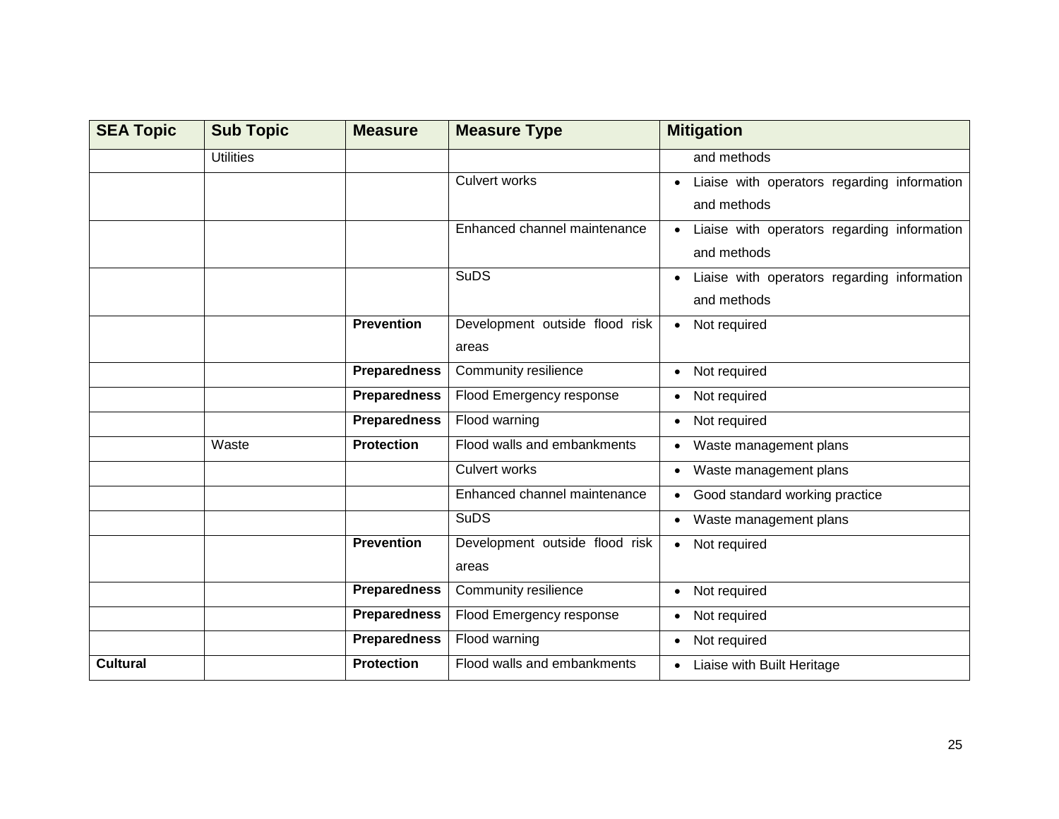| SEA Topic | Sub Topic | Measure | Measure Type | Mitigation |
|---|---|---|---|---|
| | Utilities | | | and methods |
| | | | Culvert works | • Liaise with operators regarding information and methods |
| | | | Enhanced channel maintenance | • Liaise with operators regarding information and methods |
| | | | SuDS | • Liaise with operators regarding information and methods |
| | | **Prevention** | Development outside flood risk areas | • Not required |
| | | **Preparedness** | Community resilience | • Not required |
| | | **Preparedness** | Flood Emergency response | • Not required |
| | | **Preparedness** | Flood warning | • Not required |
| | Waste | **Protection** | Flood walls and embankments | • Waste management plans |
| | | | Culvert works | • Waste management plans |
| | | | Enhanced channel maintenance | • Good standard working practice |
| | | | SuDS | • Waste management plans |
| | | **Prevention** | Development outside flood risk areas | • Not required |
| | | **Preparedness** | Community resilience | • Not required |
| | | **Preparedness** | Flood Emergency response | • Not required |
| | | **Preparedness** | Flood warning | • Not required |
| **Cultural** | | **Protection** | Flood walls and embankments | • Liaise with Built Heritage |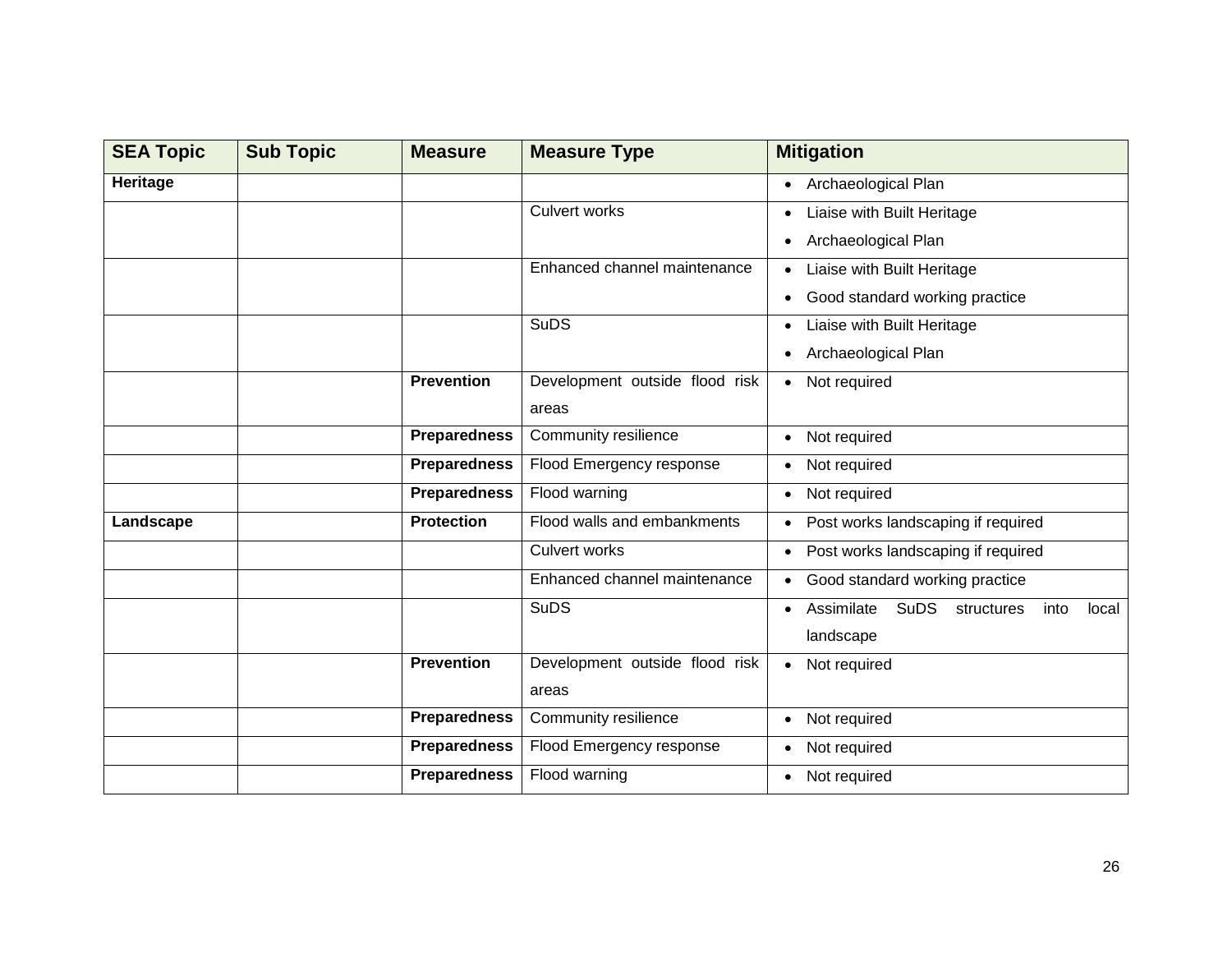| SEA Topic | Sub Topic | Measure | Measure Type | Mitigation |
|---|---|---|---|---|
| **Heritage** | | | | • Archaeological Plan |
| | | | Culvert works | • Liaise with Built Heritage<br>• Archaeological Plan |
| | | | Enhanced channel maintenance | • Liaise with Built Heritage<br>• Good standard working practice |
| | | | SuDS | • Liaise with Built Heritage<br>• Archaeological Plan |
| | | **Prevention** | Development outside flood risk areas | • Not required |
| | | **Preparedness** | Community resilience | • Not required |
| | | **Preparedness** | Flood Emergency response | • Not required |
| | | **Preparedness** | Flood warning | • Not required |
| **Landscape** | | **Protection** | Flood walls and embankments | • Post works landscaping if required |
| | | | Culvert works | • Post works landscaping if required |
| | | | Enhanced channel maintenance | • Good standard working practice |
| | | | SuDS | • Assimilate SuDS structures into local landscape |
| | | **Prevention** | Development outside flood risk areas | • Not required |
| | | **Preparedness** | Community resilience | • Not required |
| | | **Preparedness** | Flood Emergency response | • Not required |
| | | **Preparedness** | Flood warning | • Not required |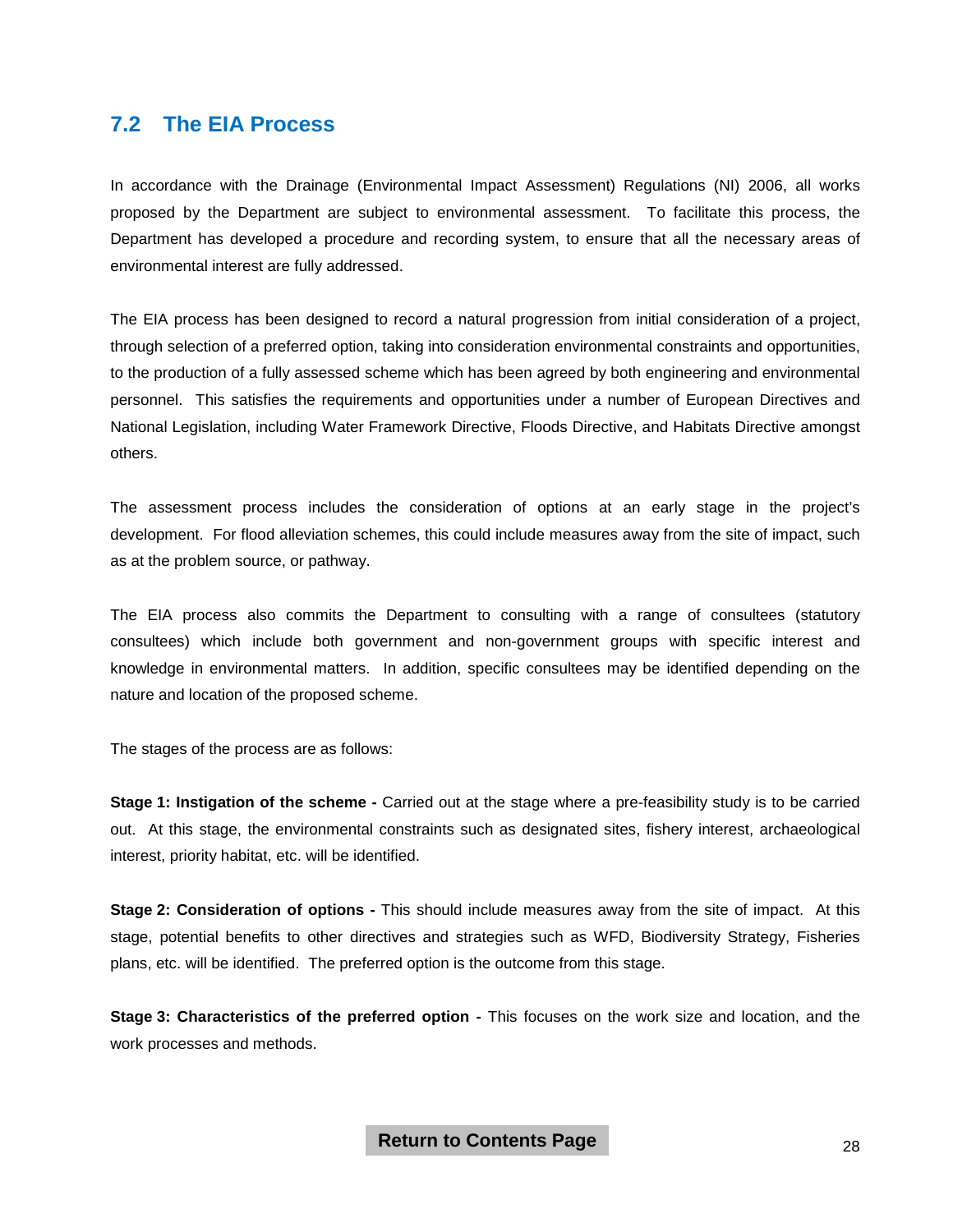## 7.2 The EIA Process

In accordance with the Drainage (Environmental Impact Assessment) Regulations (NI) 2006, all works proposed by the Department are subject to environmental assessment. To facilitate this process, the Department has developed a procedure and recording system, to ensure that all the necessary areas of environmental interest are fully addressed.

The EIA process has been designed to record a natural progression from initial consideration of a project, through selection of a preferred option, taking into consideration environmental constraints and opportunities, to the production of a fully assessed scheme which has been agreed by both engineering and environmental personnel. This satisfies the requirements and opportunities under a number of European Directives and National Legislation, including Water Framework Directive, Floods Directive, and Habitats Directive amongst others.

The assessment process includes the consideration of options at an early stage in the project's development. For flood alleviation schemes, this could include measures away from the site of impact, such as at the problem source, or pathway.

The EIA process also commits the Department to consulting with a range of consultees (statutory consultees) which include both government and non-government groups with specific interest and knowledge in environmental matters. In addition, specific consultees may be identified depending on the nature and location of the proposed scheme.

The stages of the process are as follows:

**Stage 1: Instigation of the scheme -** Carried out at the stage where a pre-feasibility study is to be carried out. At this stage, the environmental constraints such as designated sites, fishery interest, archaeological interest, priority habitat, etc. will be identified.

**Stage 2: Consideration of options -** This should include measures away from the site of impact. At this stage, potential benefits to other directives and strategies such as WFD, Biodiversity Strategy, Fisheries plans, etc. will be identified. The preferred option is the outcome from this stage.

**Stage 3: Characteristics of the preferred option -** This focuses on the work size and location, and the work processes and methods.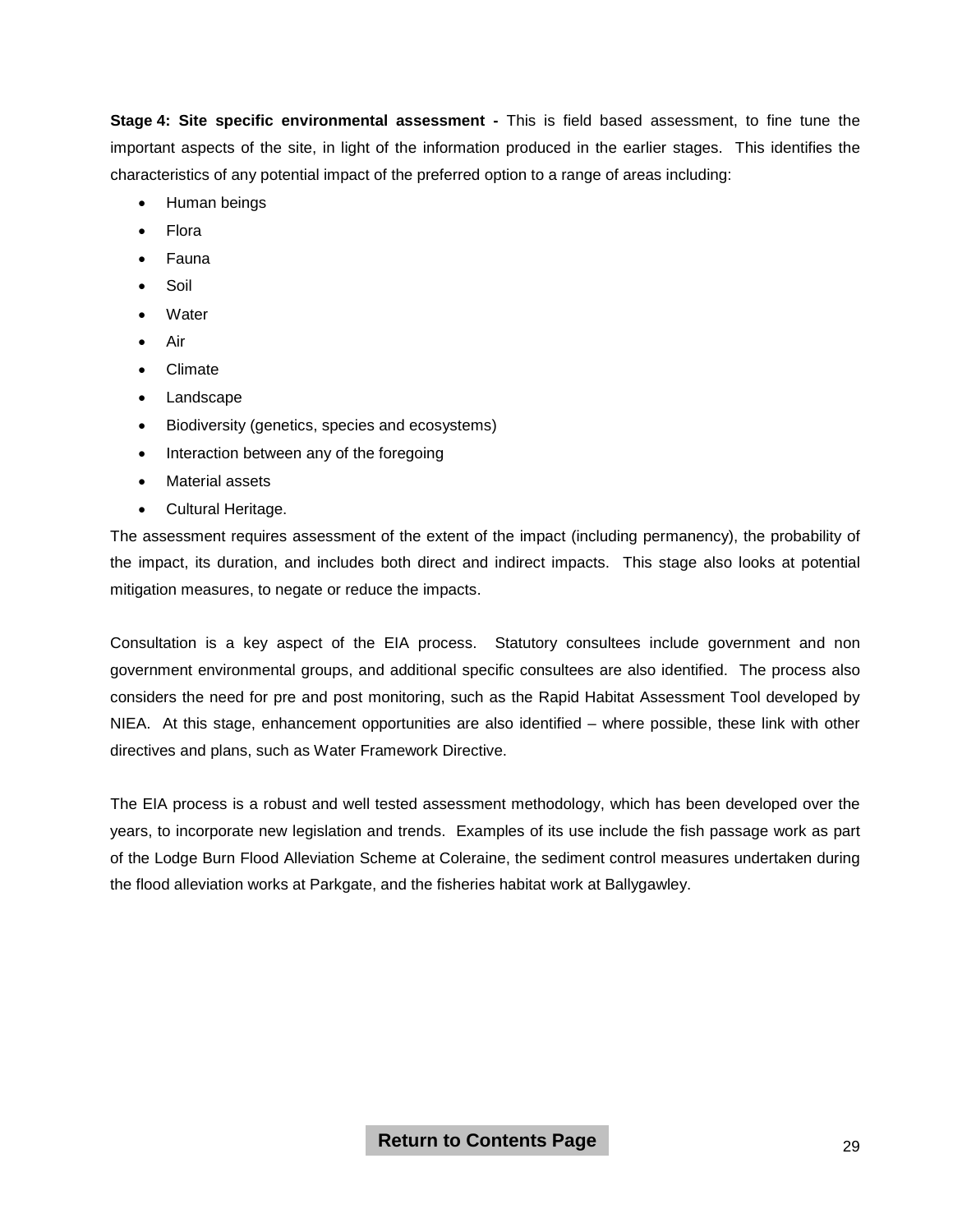**Stage 4: Site specific environmental assessment -** This is field based assessment, to fine tune the important aspects of the site, in light of the information produced in the earlier stages. This identifies the characteristics of any potential impact of the preferred option to a range of areas including:

- Human beings
- Flora
- Fauna
- Soil
- Water
- Air
- Climate
- Landscape
- Biodiversity (genetics, species and ecosystems)
- Interaction between any of the foregoing
- Material assets
- Cultural Heritage.

The assessment requires assessment of the extent of the impact (including permanency), the probability of the impact, its duration, and includes both direct and indirect impacts. This stage also looks at potential mitigation measures, to negate or reduce the impacts.

Consultation is a key aspect of the EIA process. Statutory consultees include government and non government environmental groups, and additional specific consultees are also identified. The process also considers the need for pre and post monitoring, such as the Rapid Habitat Assessment Tool developed by NIEA. At this stage, enhancement opportunities are also identified – where possible, these link with other directives and plans, such as Water Framework Directive.

The EIA process is a robust and well tested assessment methodology, which has been developed over the years, to incorporate new legislation and trends. Examples of its use include the fish passage work as part of the Lodge Burn Flood Alleviation Scheme at Coleraine, the sediment control measures undertaken during the flood alleviation works at Parkgate, and the fisheries habitat work at Ballygawley.

**Return to Contents Page**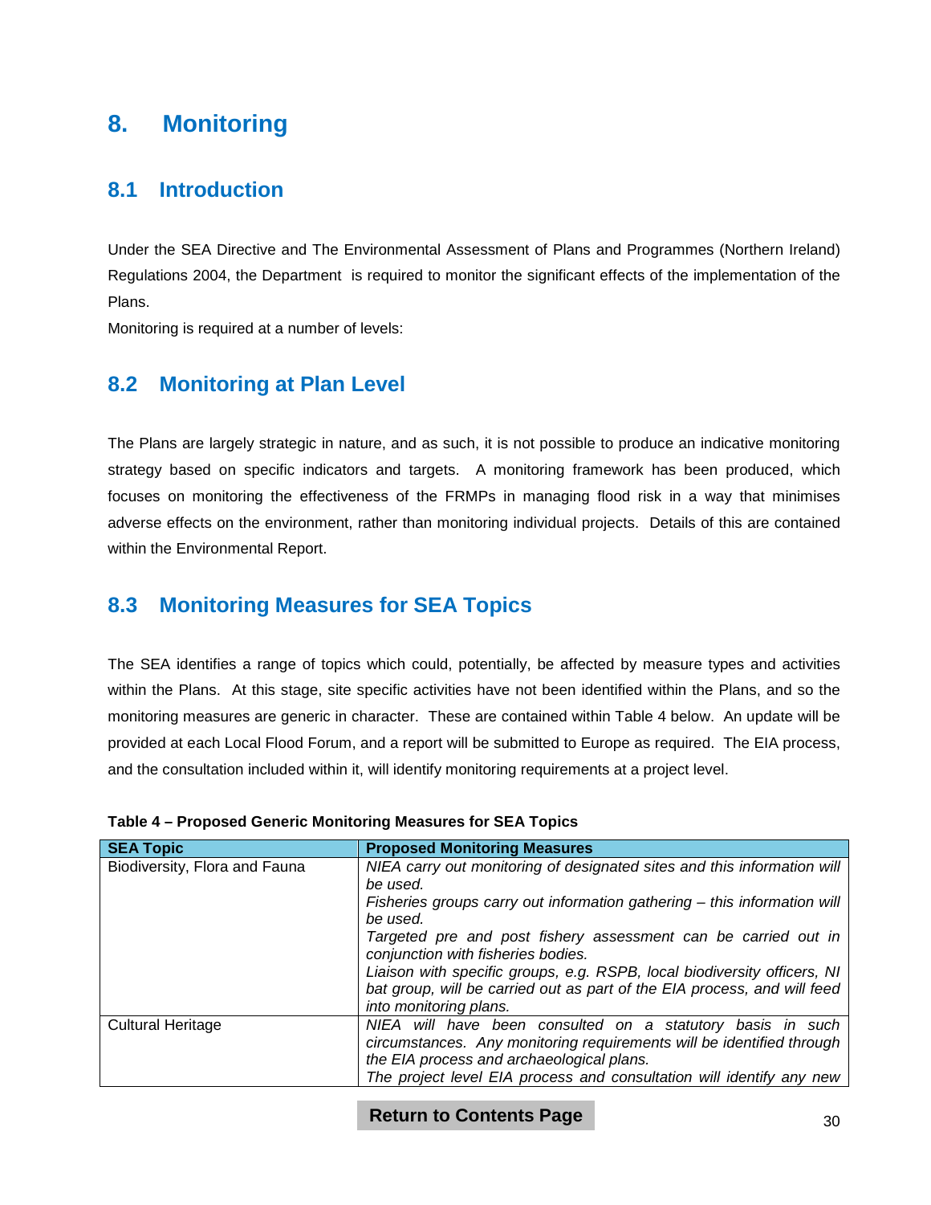# 8. Monitoring

## 8.1 Introduction

Under the SEA Directive and The Environmental Assessment of Plans and Programmes (Northern Ireland) Regulations 2004, the Department is required to monitor the significant effects of the implementation of the Plans.

Monitoring is required at a number of levels:

## 8.2 Monitoring at Plan Level

The Plans are largely strategic in nature, and as such, it is not possible to produce an indicative monitoring strategy based on specific indicators and targets. A monitoring framework has been produced, which focuses on monitoring the effectiveness of the FRMPs in managing flood risk in a way that minimises adverse effects on the environment, rather than monitoring individual projects. Details of this are contained within the Environmental Report.

## 8.3 Monitoring Measures for SEA Topics

The SEA identifies a range of topics which could, potentially, be affected by measure types and activities within the Plans. At this stage, site specific activities have not been identified within the Plans, and so the monitoring measures are generic in character. These are contained within Table 4 below. An update will be provided at each Local Flood Forum, and a report will be submitted to Europe as required. The EIA process, and the consultation included within it, will identify monitoring requirements at a project level.

**Table 4 – Proposed Generic Monitoring Measures for SEA Topics**

| SEA Topic | Proposed Monitoring Measures |
|---|---|
| Biodiversity, Flora and Fauna | *NIEA carry out monitoring of designated sites and this information will be used.*<br>*Fisheries groups carry out information gathering – this information will be used.*<br>*Targeted pre and post fishery assessment can be carried out in conjunction with fisheries bodies.*<br>*Liaison with specific groups, e.g. RSPB, local biodiversity officers, NI bat group, will be carried out as part of the EIA process, and will feed into monitoring plans.* |
| Cultural Heritage | *NIEA will have been consulted on a statutory basis in such circumstances. Any monitoring requirements will be identified through the EIA process and archaeological plans.*<br>*The project level EIA process and consultation will identify any new* |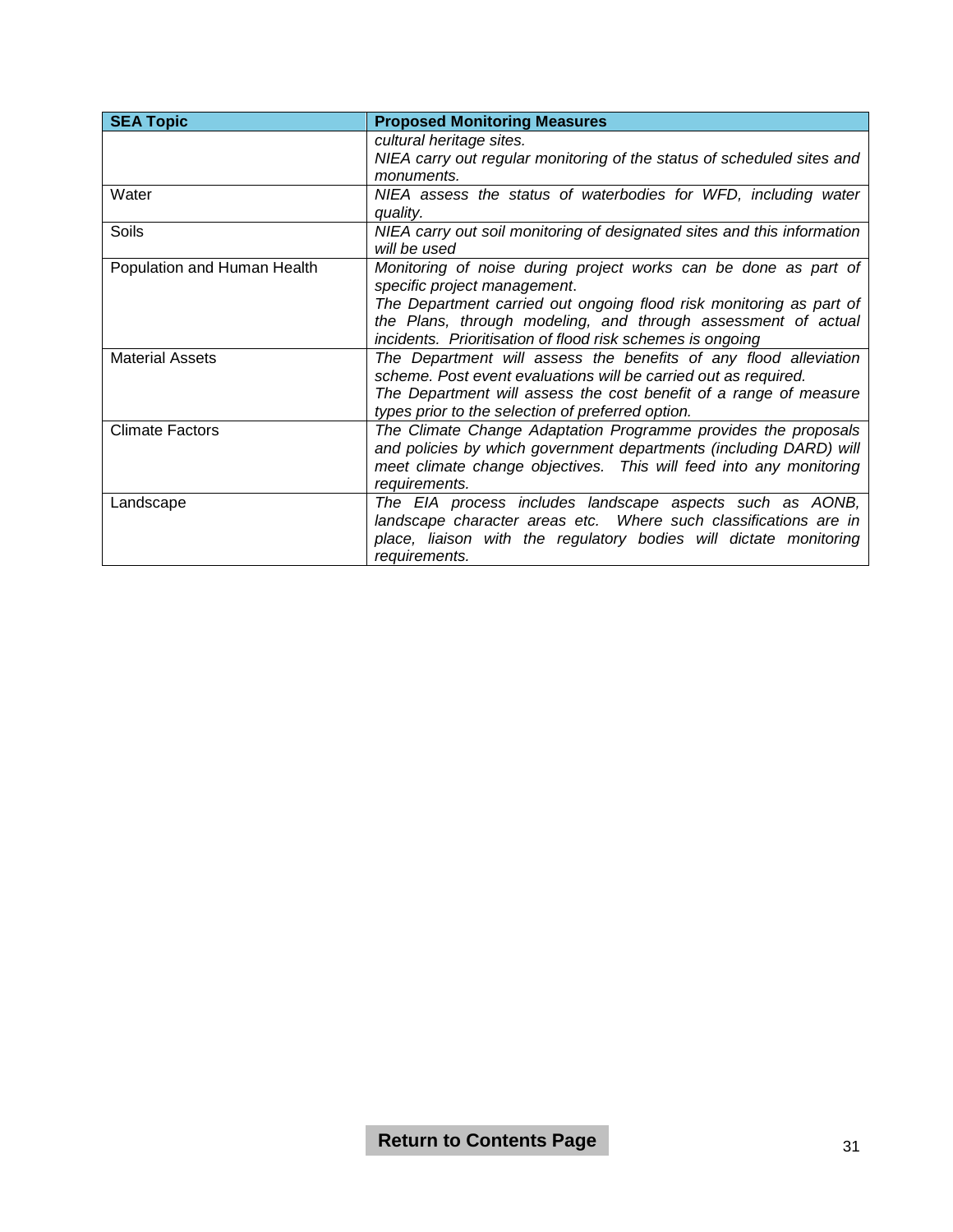| SEA Topic | Proposed Monitoring Measures |
|---|---|
| | *cultural heritage sites.*<br>*NIEA carry out regular monitoring of the status of scheduled sites and monuments.* |
| Water | *NIEA assess the status of waterbodies for WFD, including water quality.* |
| Soils | *NIEA carry out soil monitoring of designated sites and this information will be used* |
| Population and Human Health | *Monitoring of noise during project works can be done as part of specific project management.*<br>*The Department carried out ongoing flood risk monitoring as part of the Plans, through modeling, and through assessment of actual incidents. Prioritisation of flood risk schemes is ongoing* |
| Material Assets | *The Department will assess the benefits of any flood alleviation scheme. Post event evaluations will be carried out as required.*<br>*The Department will assess the cost benefit of a range of measure types prior to the selection of preferred option.* |
| Climate Factors | *The Climate Change Adaptation Programme provides the proposals and policies by which government departments (including DARD) will meet climate change objectives. This will feed into any monitoring requirements.* |
| Landscape | *The EIA process includes landscape aspects such as AONB, landscape character areas etc. Where such classifications are in place, liaison with the regulatory bodies will dictate monitoring requirements.* |

**Return to Contents Page**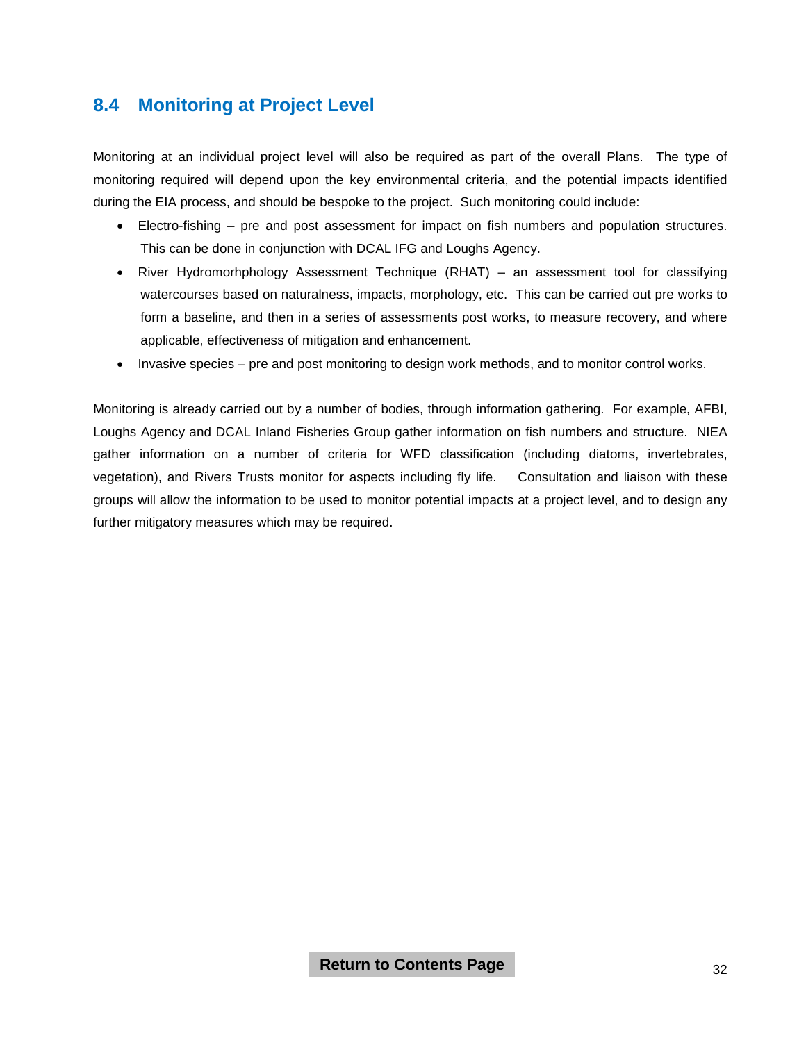## 8.4 Monitoring at Project Level

Monitoring at an individual project level will also be required as part of the overall Plans. The type of monitoring required will depend upon the key environmental criteria, and the potential impacts identified during the EIA process, and should be bespoke to the project. Such monitoring could include:

- Electro-fishing – pre and post assessment for impact on fish numbers and population structures. This can be done in conjunction with DCAL IFG and Loughs Agency.
- River Hydromorhphology Assessment Technique (RHAT) – an assessment tool for classifying watercourses based on naturalness, impacts, morphology, etc. This can be carried out pre works to form a baseline, and then in a series of assessments post works, to measure recovery, and where applicable, effectiveness of mitigation and enhancement.
- Invasive species – pre and post monitoring to design work methods, and to monitor control works.

Monitoring is already carried out by a number of bodies, through information gathering. For example, AFBI, Loughs Agency and DCAL Inland Fisheries Group gather information on fish numbers and structure. NIEA gather information on a number of criteria for WFD classification (including diatoms, invertebrates, vegetation), and Rivers Trusts monitor for aspects including fly life. Consultation and liaison with these groups will allow the information to be used to monitor potential impacts at a project level, and to design any further mitigatory measures which may be required.

Return to Contents Page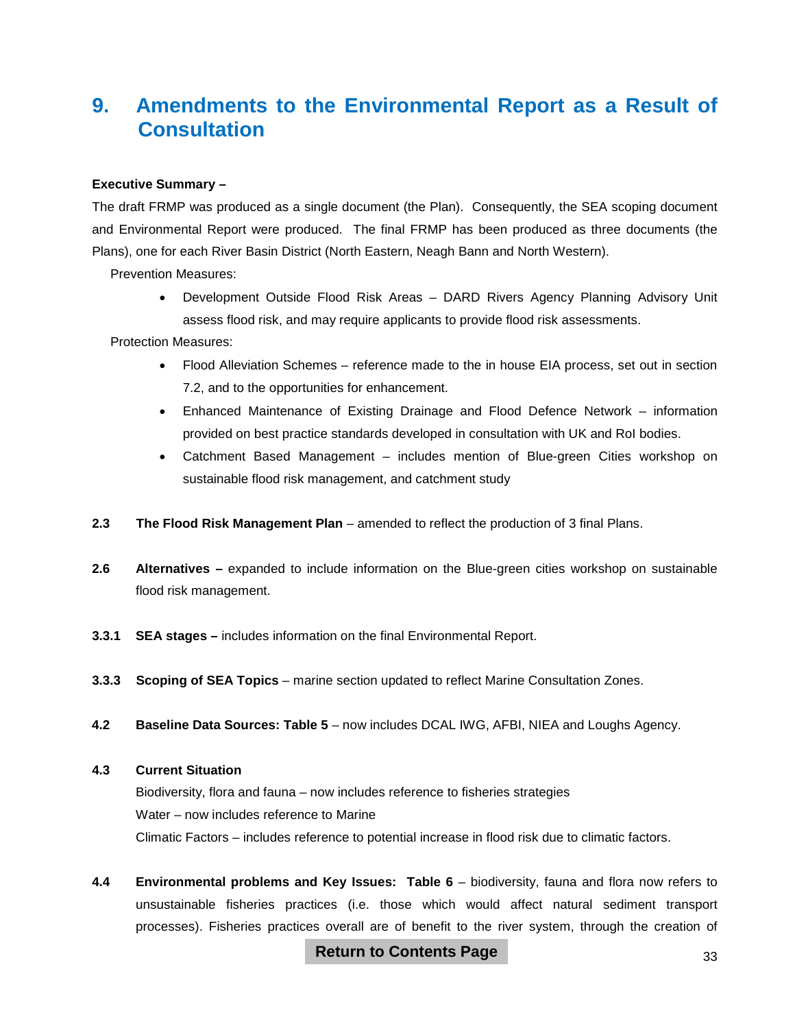# 9. Amendments to the Environmental Report as a Result of Consultation

**Executive Summary –**

The draft FRMP was produced as a single document (the Plan). Consequently, the SEA scoping document and Environmental Report were produced. The final FRMP has been produced as three documents (the Plans), one for each River Basin District (North Eastern, Neagh Bann and North Western).

Prevention Measures:

- Development Outside Flood Risk Areas – DARD Rivers Agency Planning Advisory Unit assess flood risk, and may require applicants to provide flood risk assessments.

Protection Measures:

- Flood Alleviation Schemes – reference made to the in house EIA process, set out in section 7.2, and to the opportunities for enhancement.
- Enhanced Maintenance of Existing Drainage and Flood Defence Network – information provided on best practice standards developed in consultation with UK and RoI bodies.
- Catchment Based Management – includes mention of Blue-green Cities workshop on sustainable flood risk management, and catchment study

**2.3 The Flood Risk Management Plan** – amended to reflect the production of 3 final Plans.

**2.6 Alternatives –** expanded to include information on the Blue-green cities workshop on sustainable flood risk management.

**3.3.1 SEA stages –** includes information on the final Environmental Report.

**3.3.3 Scoping of SEA Topics** – marine section updated to reflect Marine Consultation Zones.

**4.2 Baseline Data Sources: Table 5** – now includes DCAL IWG, AFBI, NIEA and Loughs Agency.

**4.3 Current Situation**

Biodiversity, flora and fauna – now includes reference to fisheries strategies

Water – now includes reference to Marine

Climatic Factors – includes reference to potential increase in flood risk due to climatic factors.

**4.4 Environmental problems and Key Issues: Table 6** – biodiversity, fauna and flora now refers to unsustainable fisheries practices (i.e. those which would affect natural sediment transport processes). Fisheries practices overall are of benefit to the river system, through the creation of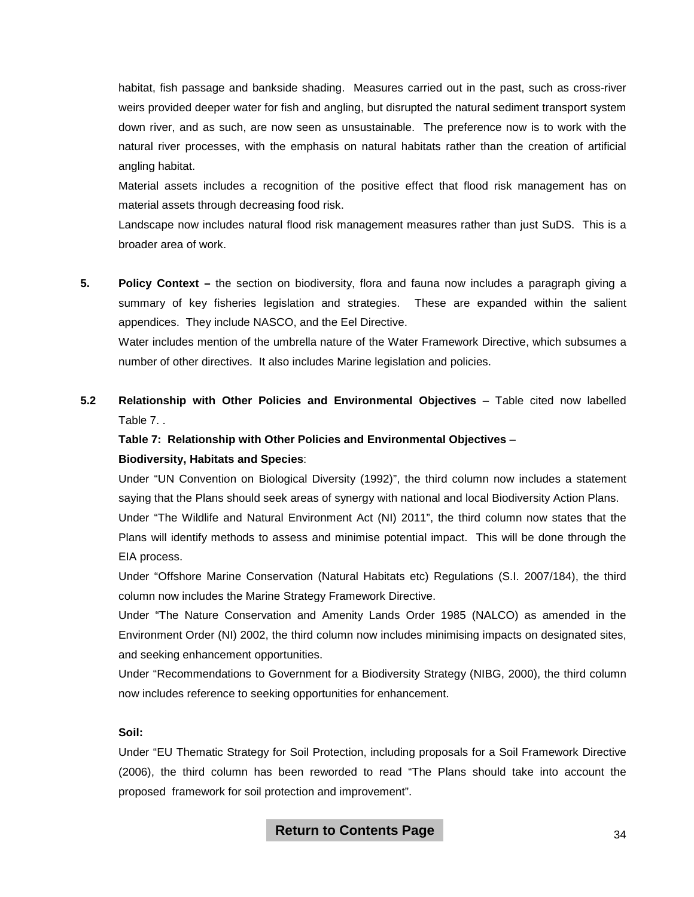habitat, fish passage and bankside shading. Measures carried out in the past, such as cross-river weirs provided deeper water for fish and angling, but disrupted the natural sediment transport system down river, and as such, are now seen as unsustainable. The preference now is to work with the natural river processes, with the emphasis on natural habitats rather than the creation of artificial angling habitat.

Material assets includes a recognition of the positive effect that flood risk management has on material assets through decreasing food risk.

Landscape now includes natural flood risk management measures rather than just SuDS. This is a broader area of work.

**5. Policy Context –** the section on biodiversity, flora and fauna now includes a paragraph giving a summary of key fisheries legislation and strategies. These are expanded within the salient appendices. They include NASCO, and the Eel Directive.

Water includes mention of the umbrella nature of the Water Framework Directive, which subsumes a number of other directives. It also includes Marine legislation and policies.

**5.2 Relationship with Other Policies and Environmental Objectives** – Table cited now labelled Table 7. .

**Table 7: Relationship with Other Policies and Environmental Objectives** –

**Biodiversity, Habitats and Species**:

Under "UN Convention on Biological Diversity (1992)", the third column now includes a statement saying that the Plans should seek areas of synergy with national and local Biodiversity Action Plans.

Under "The Wildlife and Natural Environment Act (NI) 2011", the third column now states that the Plans will identify methods to assess and minimise potential impact. This will be done through the EIA process.

Under "Offshore Marine Conservation (Natural Habitats etc) Regulations (S.I. 2007/184), the third column now includes the Marine Strategy Framework Directive.

Under "The Nature Conservation and Amenity Lands Order 1985 (NALCO) as amended in the Environment Order (NI) 2002, the third column now includes minimising impacts on designated sites, and seeking enhancement opportunities.

Under "Recommendations to Government for a Biodiversity Strategy (NIBG, 2000), the third column now includes reference to seeking opportunities for enhancement.

**Soil:**

Under "EU Thematic Strategy for Soil Protection, including proposals for a Soil Framework Directive (2006), the third column has been reworded to read "The Plans should take into account the proposed framework for soil protection and improvement".

**Return to Contents Page**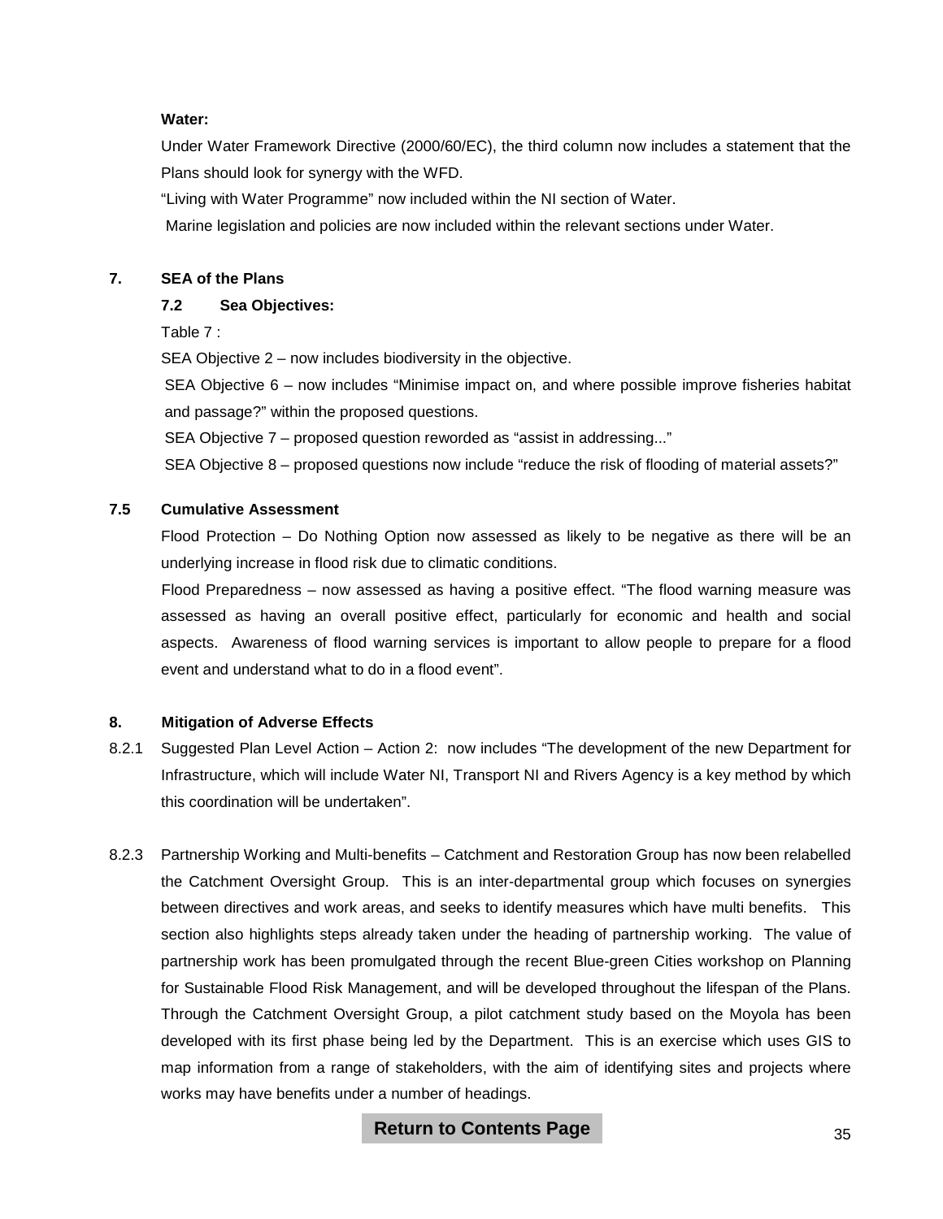**Water:**

Under Water Framework Directive (2000/60/EC), the third column now includes a statement that the Plans should look for synergy with the WFD.

"Living with Water Programme" now included within the NI section of Water.

Marine legislation and policies are now included within the relevant sections under Water.

## 7. SEA of the Plans

### 7.2 Sea Objectives:

Table 7 :

SEA Objective 2 – now includes biodiversity in the objective.

SEA Objective 6 – now includes "Minimise impact on, and where possible improve fisheries habitat and passage?" within the proposed questions.

SEA Objective 7 – proposed question reworded as "assist in addressing..."

SEA Objective 8 – proposed questions now include "reduce the risk of flooding of material assets?"

### 7.5 Cumulative Assessment

Flood Protection – Do Nothing Option now assessed as likely to be negative as there will be an underlying increase in flood risk due to climatic conditions.

Flood Preparedness – now assessed as having a positive effect. "The flood warning measure was assessed as having an overall positive effect, particularly for economic and health and social aspects. Awareness of flood warning services is important to allow people to prepare for a flood event and understand what to do in a flood event".

## 8. Mitigation of Adverse Effects

8.2.1 Suggested Plan Level Action – Action 2: now includes "The development of the new Department for Infrastructure, which will include Water NI, Transport NI and Rivers Agency is a key method by which this coordination will be undertaken".

8.2.3 Partnership Working and Multi-benefits – Catchment and Restoration Group has now been relabelled the Catchment Oversight Group. This is an inter-departmental group which focuses on synergies between directives and work areas, and seeks to identify measures which have multi benefits. This section also highlights steps already taken under the heading of partnership working. The value of partnership work has been promulgated through the recent Blue-green Cities workshop on Planning for Sustainable Flood Risk Management, and will be developed throughout the lifespan of the Plans. Through the Catchment Oversight Group, a pilot catchment study based on the Moyola has been developed with its first phase being led by the Department. This is an exercise which uses GIS to map information from a range of stakeholders, with the aim of identifying sites and projects where works may have benefits under a number of headings.

**Return to Contents Page**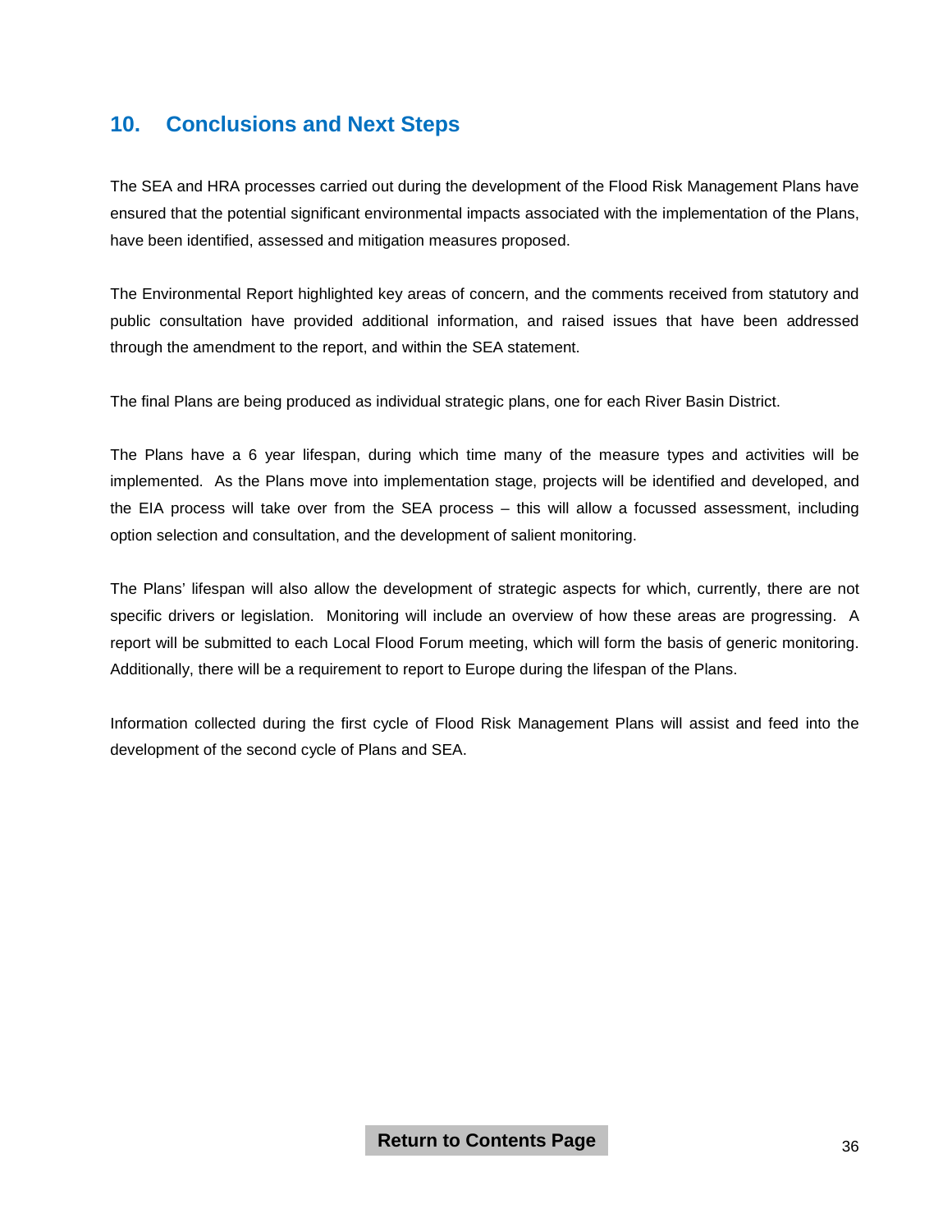## 10. Conclusions and Next Steps

The SEA and HRA processes carried out during the development of the Flood Risk Management Plans have ensured that the potential significant environmental impacts associated with the implementation of the Plans, have been identified, assessed and mitigation measures proposed.

The Environmental Report highlighted key areas of concern, and the comments received from statutory and public consultation have provided additional information, and raised issues that have been addressed through the amendment to the report, and within the SEA statement.

The final Plans are being produced as individual strategic plans, one for each River Basin District.

The Plans have a 6 year lifespan, during which time many of the measure types and activities will be implemented. As the Plans move into implementation stage, projects will be identified and developed, and the EIA process will take over from the SEA process – this will allow a focussed assessment, including option selection and consultation, and the development of salient monitoring.

The Plans' lifespan will also allow the development of strategic aspects for which, currently, there are not specific drivers or legislation. Monitoring will include an overview of how these areas are progressing. A report will be submitted to each Local Flood Forum meeting, which will form the basis of generic monitoring. Additionally, there will be a requirement to report to Europe during the lifespan of the Plans.

Information collected during the first cycle of Flood Risk Management Plans will assist and feed into the development of the second cycle of Plans and SEA.

**Return to Contents Page**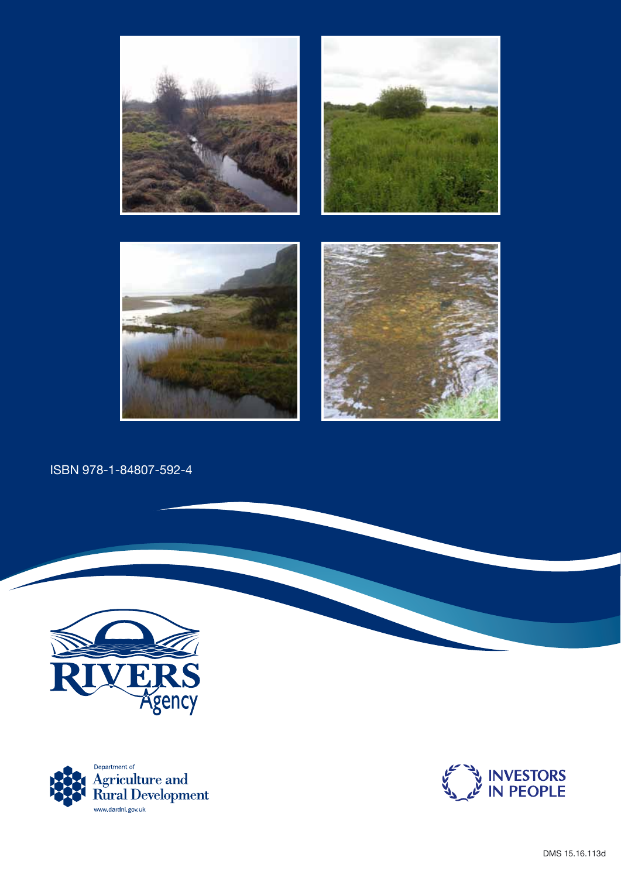ISBN 978-1-84807-592-4

RIVERS Agency

Department of Agriculture and Rural Development
www.dardni.gov.uk

INVESTORS IN PEOPLE

DMS 15.16.113d